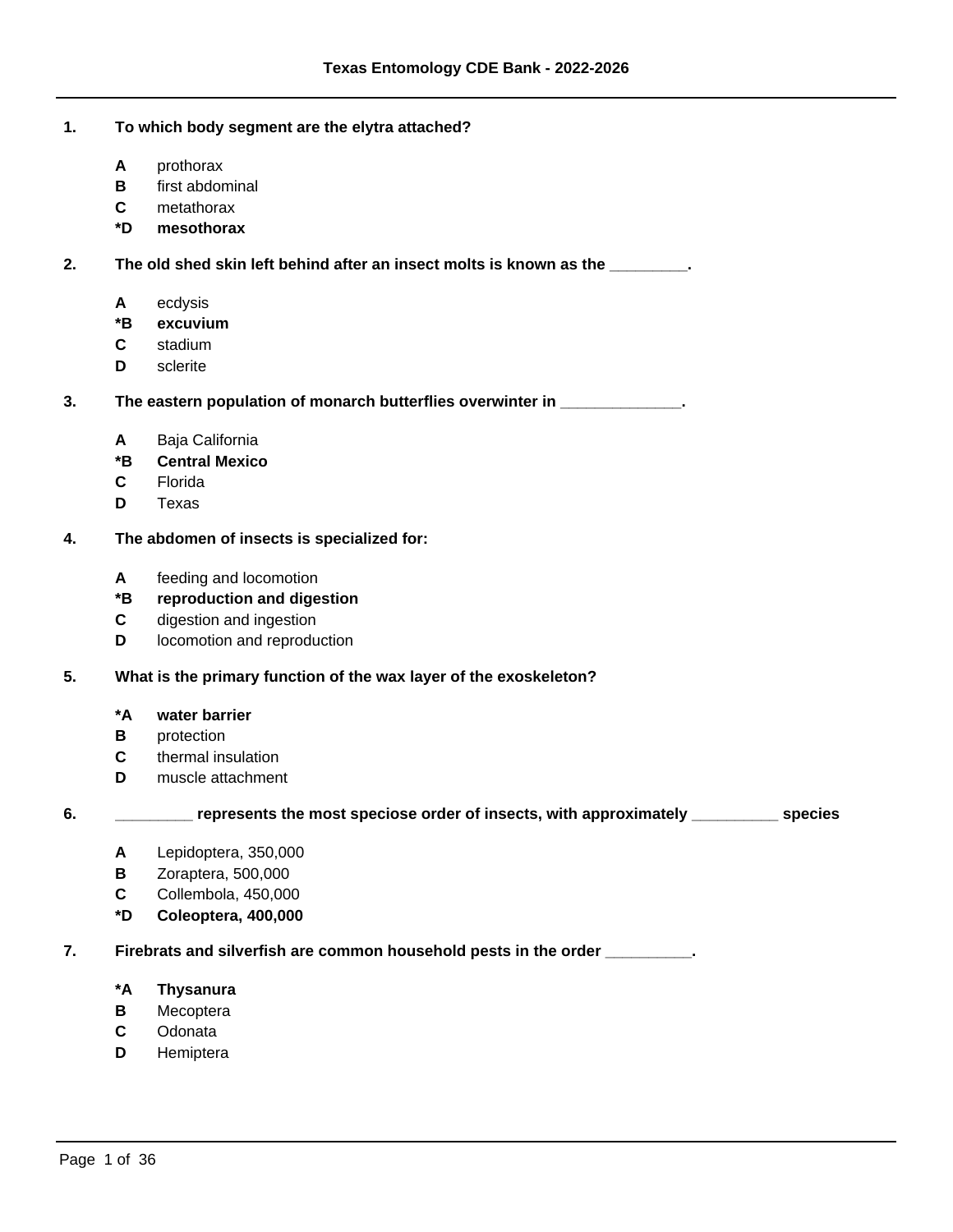**1. To which body segment are the elytra attached?**

- **A** prothorax
- **B** first abdominal
- **C** metathorax
- ***D** **mesothorax**

**2. The old shed skin left behind after an insect molts is known as the _________.**

- **A** ecdysis
- ***B** **excuvium**
- **C** stadium
- **D** sclerite

**3. The eastern population of monarch butterflies overwinter in ______________.**

- **A** Baja California
- ***B** **Central Mexico**
- **C** Florida
- **D** Texas

**4. The abdomen of insects is specialized for:**

- **A** feeding and locomotion
- ***B** **reproduction and digestion**
- **C** digestion and ingestion
- **D** locomotion and reproduction

**5. What is the primary function of the wax layer of the exoskeleton?**

- ***A** **water barrier**
- **B** protection
- **C** thermal insulation
- **D** muscle attachment

**6. _________ represents the most speciose order of insects, with approximately __________ species**

- **A** Lepidoptera, 350,000
- **B** Zoraptera, 500,000
- **C** Collembola, 450,000
- ***D** **Coleoptera, 400,000**

**7. Firebrats and silverfish are common household pests in the order __________.**

- ***A** **Thysanura**
- **B** Mecoptera
- **C** Odonata
- **D** Hemiptera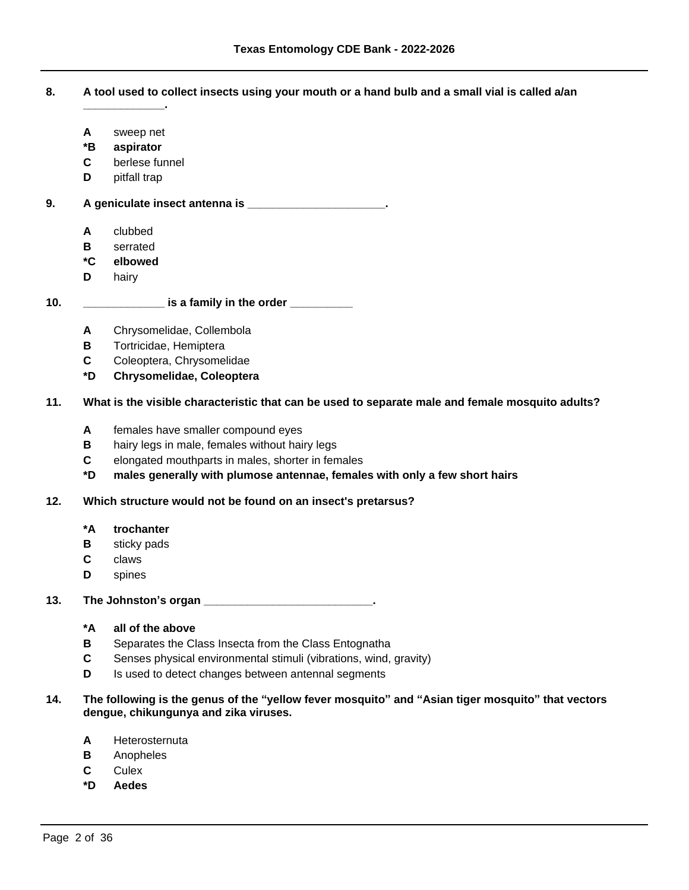**8. A tool used to collect insects using your mouth or a hand bulb and a small vial is called a/an _____________.**

- **A** sweep net
- ***B** **aspirator**
- **C** berlese funnel
- **D** pitfall trap

**9. A geniculate insect antenna is ______________________.**

- **A** clubbed
- **B** serrated
- ***C** **elbowed**
- **D** hairy

**10. _____________ is a family in the order __________**

- **A** Chrysomelidae, Collembola
- **B** Tortricidae, Hemiptera
- **C** Coleoptera, Chrysomelidae
- ***D** **Chrysomelidae, Coleoptera**

**11. What is the visible characteristic that can be used to separate male and female mosquito adults?**

- **A** females have smaller compound eyes
- **B** hairy legs in male, females without hairy legs
- **C** elongated mouthparts in males, shorter in females
- ***D** **males generally with plumose antennae, females with only a few short hairs**

**12. Which structure would not be found on an insect's pretarsus?**

- ***A** **trochanter**
- **B** sticky pads
- **C** claws
- **D** spines

**13. The Johnston's organ ___________________________.**

- ***A** **all of the above**
- **B** Separates the Class Insecta from the Class Entognatha
- **C** Senses physical environmental stimuli (vibrations, wind, gravity)
- **D** Is used to detect changes between antennal segments

**14. The following is the genus of the "yellow fever mosquito" and "Asian tiger mosquito" that vectors dengue, chikungunya and zika viruses.**

- **A** Heterosternuta
- **B** Anopheles
- **C** Culex
- ***D** **Aedes**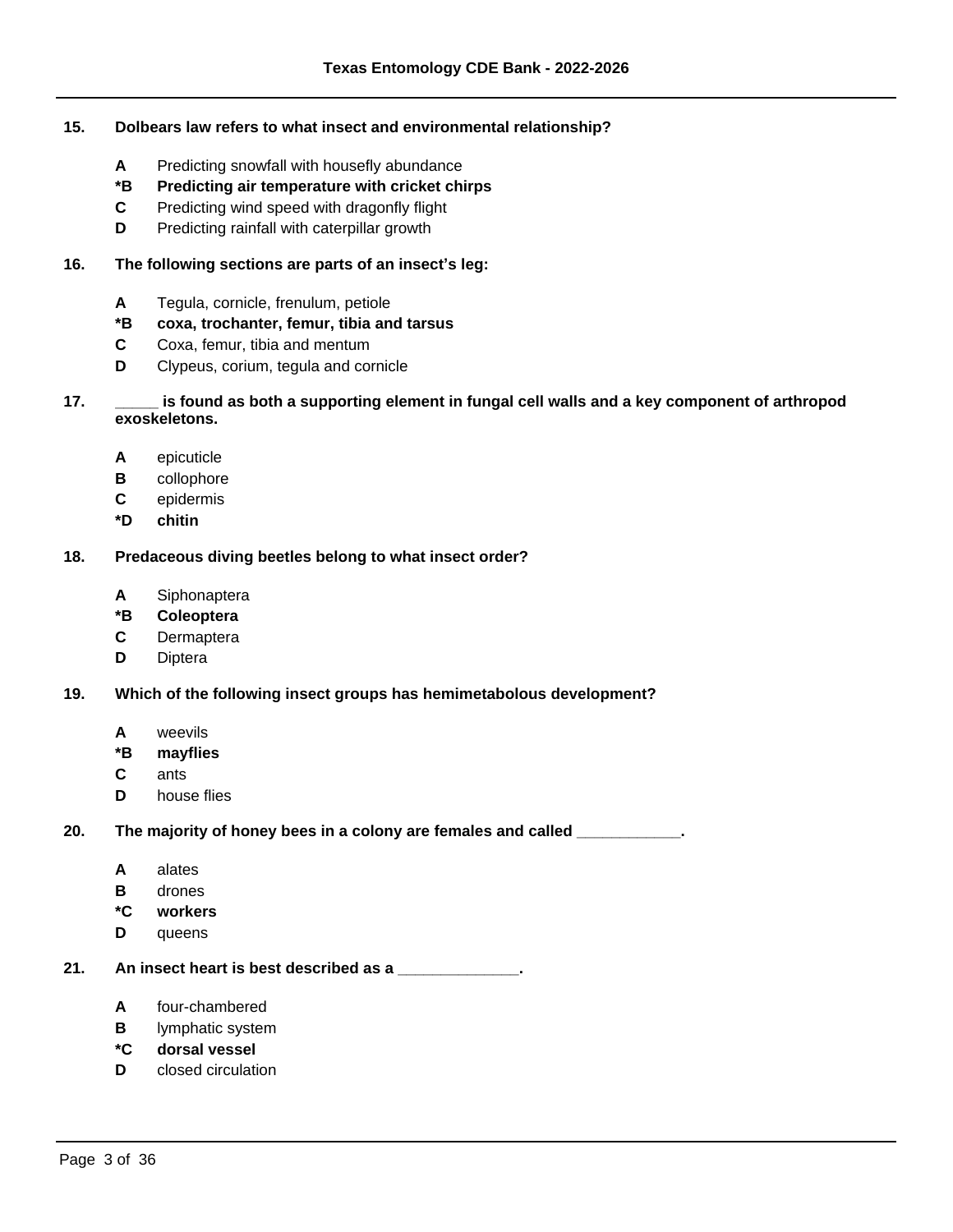**15. Dolbears law refers to what insect and environmental relationship?**

- **A** Predicting snowfall with housefly abundance
- ***B** **Predicting air temperature with cricket chirps**
- **C** Predicting wind speed with dragonfly flight
- **D** Predicting rainfall with caterpillar growth

**16. The following sections are parts of an insect's leg:**

- **A** Tegula, cornicle, frenulum, petiole
- ***B** **coxa, trochanter, femur, tibia and tarsus**
- **C** Coxa, femur, tibia and mentum
- **D** Clypeus, corium, tegula and cornicle

**17. _____ is found as both a supporting element in fungal cell walls and a key component of arthropod exoskeletons.**

- **A** epicuticle
- **B** collophore
- **C** epidermis
- ***D** **chitin**

**18. Predaceous diving beetles belong to what insect order?**

- **A** Siphonaptera
- ***B** **Coleoptera**
- **C** Dermaptera
- **D** Diptera

**19. Which of the following insect groups has hemimetabolous development?**

- **A** weevils
- ***B** **mayflies**
- **C** ants
- **D** house flies

**20. The majority of honey bees in a colony are females and called ____________.**

- **A** alates
- **B** drones
- ***C** **workers**
- **D** queens

**21. An insect heart is best described as a ______________.**

- **A** four-chambered
- **B** lymphatic system
- ***C** **dorsal vessel**
- **D** closed circulation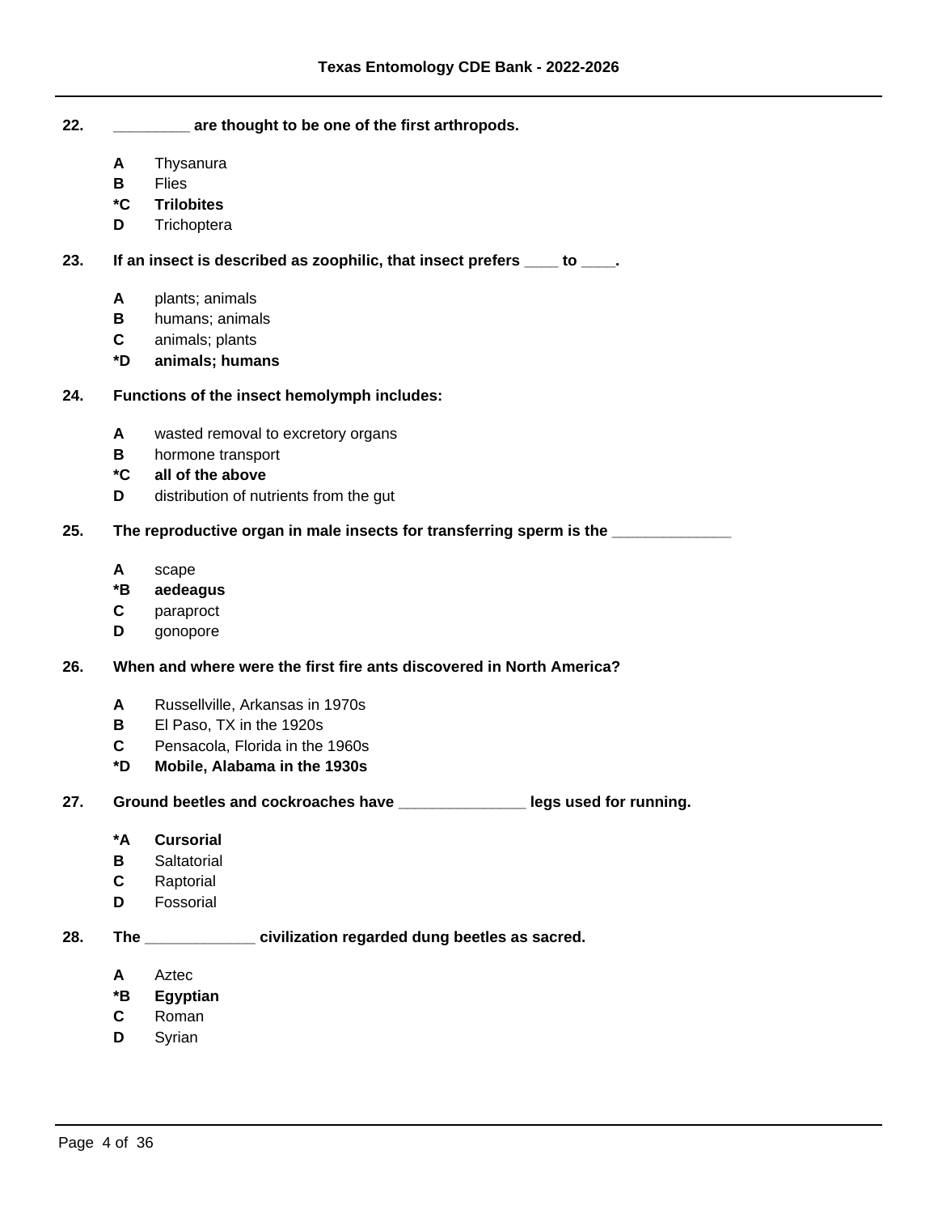**22.** **_________ are thought to be one of the first arthropods.**

- **A** Thysanura
- **B** Flies
- ***C** **Trilobites**
- **D** Trichoptera

**23.** **If an insect is described as zoophilic, that insect prefers ____ to ____.**

- **A** plants; animals
- **B** humans; animals
- **C** animals; plants
- ***D** **animals; humans**

**24.** **Functions of the insect hemolymph includes:**

- **A** wasted removal to excretory organs
- **B** hormone transport
- ***C** **all of the above**
- **D** distribution of nutrients from the gut

**25.** **The reproductive organ in male insects for transferring sperm is the ______________**

- **A** scape
- ***B** **aedeagus**
- **C** paraproct
- **D** gonopore

**26.** **When and where were the first fire ants discovered in North America?**

- **A** Russellville, Arkansas in 1970s
- **B** El Paso, TX in the 1920s
- **C** Pensacola, Florida in the 1960s
- ***D** **Mobile, Alabama in the 1930s**

**27.** **Ground beetles and cockroaches have _______________ legs used for running.**

- ***A** **Cursorial**
- **B** Saltatorial
- **C** Raptorial
- **D** Fossorial

**28.** **The _____________ civilization regarded dung beetles as sacred.**

- **A** Aztec
- ***B** **Egyptian**
- **C** Roman
- **D** Syrian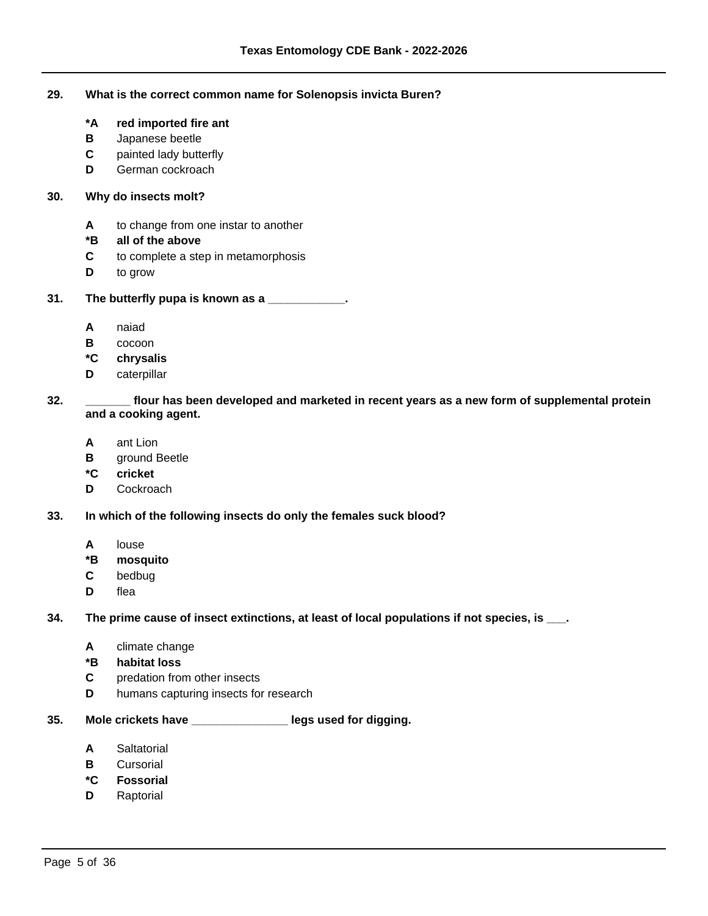**29. What is the correct common name for Solenopsis invicta Buren?**

- ***A red imported fire ant**
- **B** Japanese beetle
- **C** painted lady butterfly
- **D** German cockroach

**30. Why do insects molt?**

- **A** to change from one instar to another
- ***B all of the above**
- **C** to complete a step in metamorphosis
- **D** to grow

**31. The butterfly pupa is known as a ____________.**

- **A** naiad
- **B** cocoon
- ***C chrysalis**
- **D** caterpillar

**32. _______ flour has been developed and marketed in recent years as a new form of supplemental protein and a cooking agent.**

- **A** ant Lion
- **B** ground Beetle
- ***C cricket**
- **D** Cockroach

**33. In which of the following insects do only the females suck blood?**

- **A** louse
- ***B mosquito**
- **C** bedbug
- **D** flea

**34. The prime cause of insect extinctions, at least of local populations if not species, is ___.**

- **A** climate change
- ***B habitat loss**
- **C** predation from other insects
- **D** humans capturing insects for research

**35. Mole crickets have _______________ legs used for digging.**

- **A** Saltatorial
- **B** Cursorial
- ***C Fossorial**
- **D** Raptorial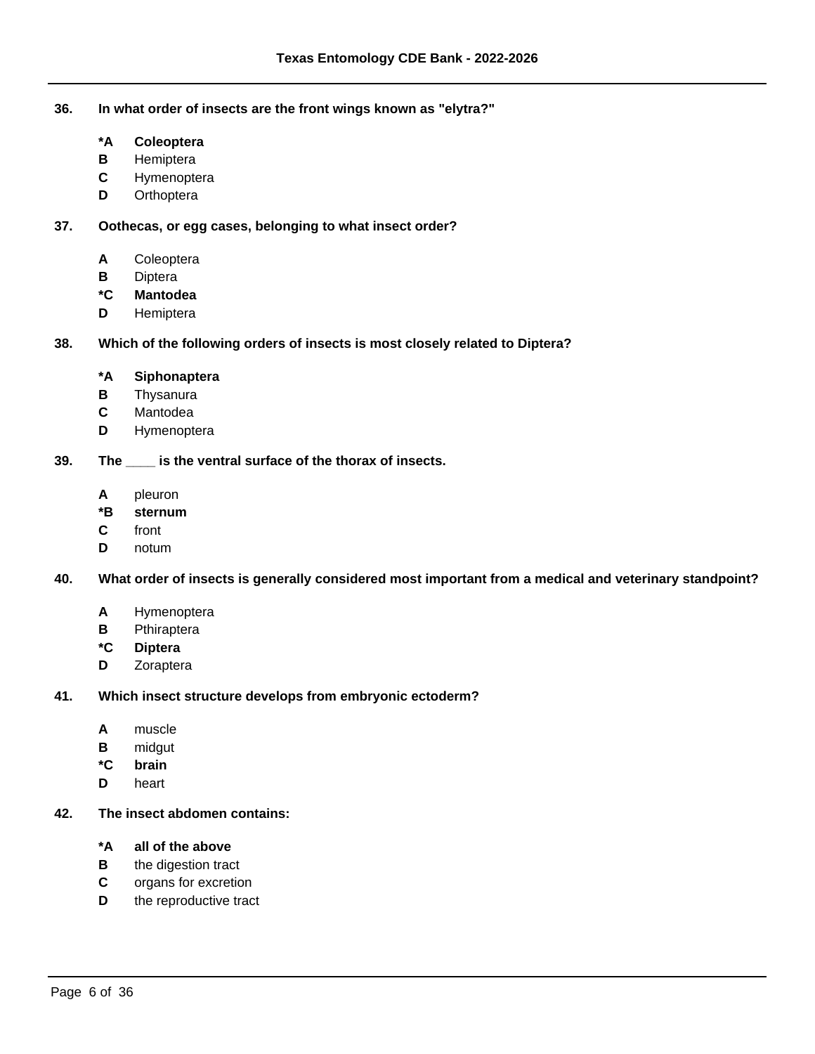**36. In what order of insects are the front wings known as "elytra?"**

- ***A Coleoptera**
- **B** Hemiptera
- **C** Hymenoptera
- **D** Orthoptera

**37. Oothecas, or egg cases, belonging to what insect order?**

- **A** Coleoptera
- **B** Diptera
- ***C Mantodea**
- **D** Hemiptera

**38. Which of the following orders of insects is most closely related to Diptera?**

- ***A Siphonaptera**
- **B** Thysanura
- **C** Mantodea
- **D** Hymenoptera

**39. The ____ is the ventral surface of the thorax of insects.**

- **A** pleuron
- ***B sternum**
- **C** front
- **D** notum

**40. What order of insects is generally considered most important from a medical and veterinary standpoint?**

- **A** Hymenoptera
- **B** Pthiraptera
- ***C Diptera**
- **D** Zoraptera

**41. Which insect structure develops from embryonic ectoderm?**

- **A** muscle
- **B** midgut
- ***C brain**
- **D** heart

**42. The insect abdomen contains:**

- ***A all of the above**
- **B** the digestion tract
- **C** organs for excretion
- **D** the reproductive tract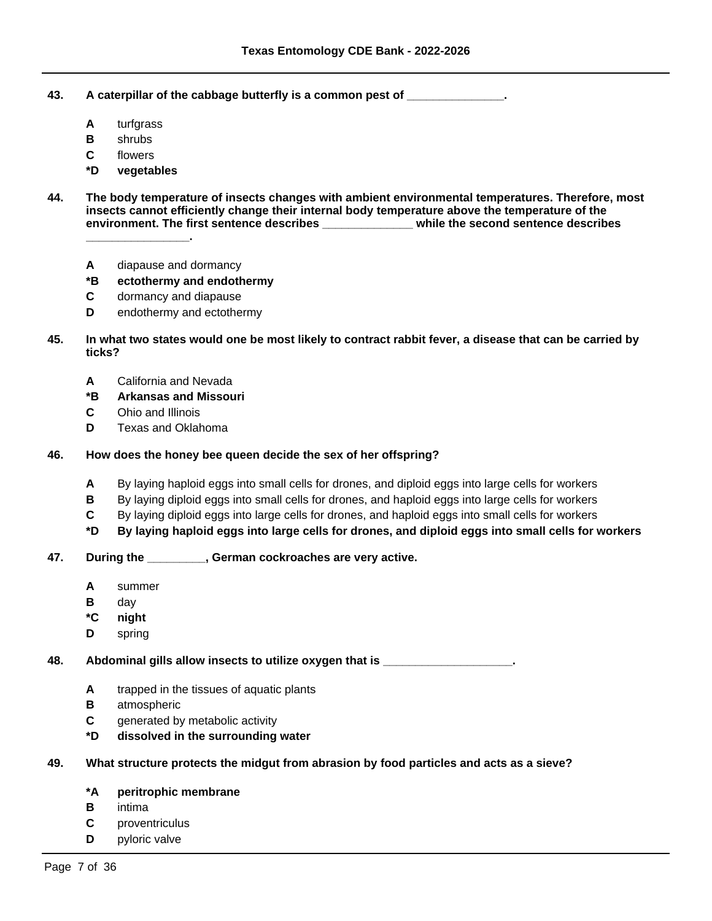**43. A caterpillar of the cabbage butterfly is a common pest of _______________.**

- **A** turfgrass
- **B** shrubs
- **C** flowers
- ***D** **vegetables**

**44. The body temperature of insects changes with ambient environmental temperatures. Therefore, most insects cannot efficiently change their internal body temperature above the temperature of the environment. The first sentence describes ______________ while the second sentence describes ________________.**

- **A** diapause and dormancy
- ***B** **ectothermy and endothermy**
- **C** dormancy and diapause
- **D** endothermy and ectothermy

**45. In what two states would one be most likely to contract rabbit fever, a disease that can be carried by ticks?**

- **A** California and Nevada
- ***B** **Arkansas and Missouri**
- **C** Ohio and Illinois
- **D** Texas and Oklahoma

**46. How does the honey bee queen decide the sex of her offspring?**

- **A** By laying haploid eggs into small cells for drones, and diploid eggs into large cells for workers
- **B** By laying diploid eggs into small cells for drones, and haploid eggs into large cells for workers
- **C** By laying diploid eggs into large cells for drones, and haploid eggs into small cells for workers
- ***D** **By laying haploid eggs into large cells for drones, and diploid eggs into small cells for workers**

**47. During the _________, German cockroaches are very active.**

- **A** summer
- **B** day
- ***C** **night**
- **D** spring

**48. Abdominal gills allow insects to utilize oxygen that is ____________________.**

- **A** trapped in the tissues of aquatic plants
- **B** atmospheric
- **C** generated by metabolic activity
- ***D** **dissolved in the surrounding water**

**49. What structure protects the midgut from abrasion by food particles and acts as a sieve?**

- ***A** **peritrophic membrane**
- **B** intima
- **C** proventriculus
- **D** pyloric valve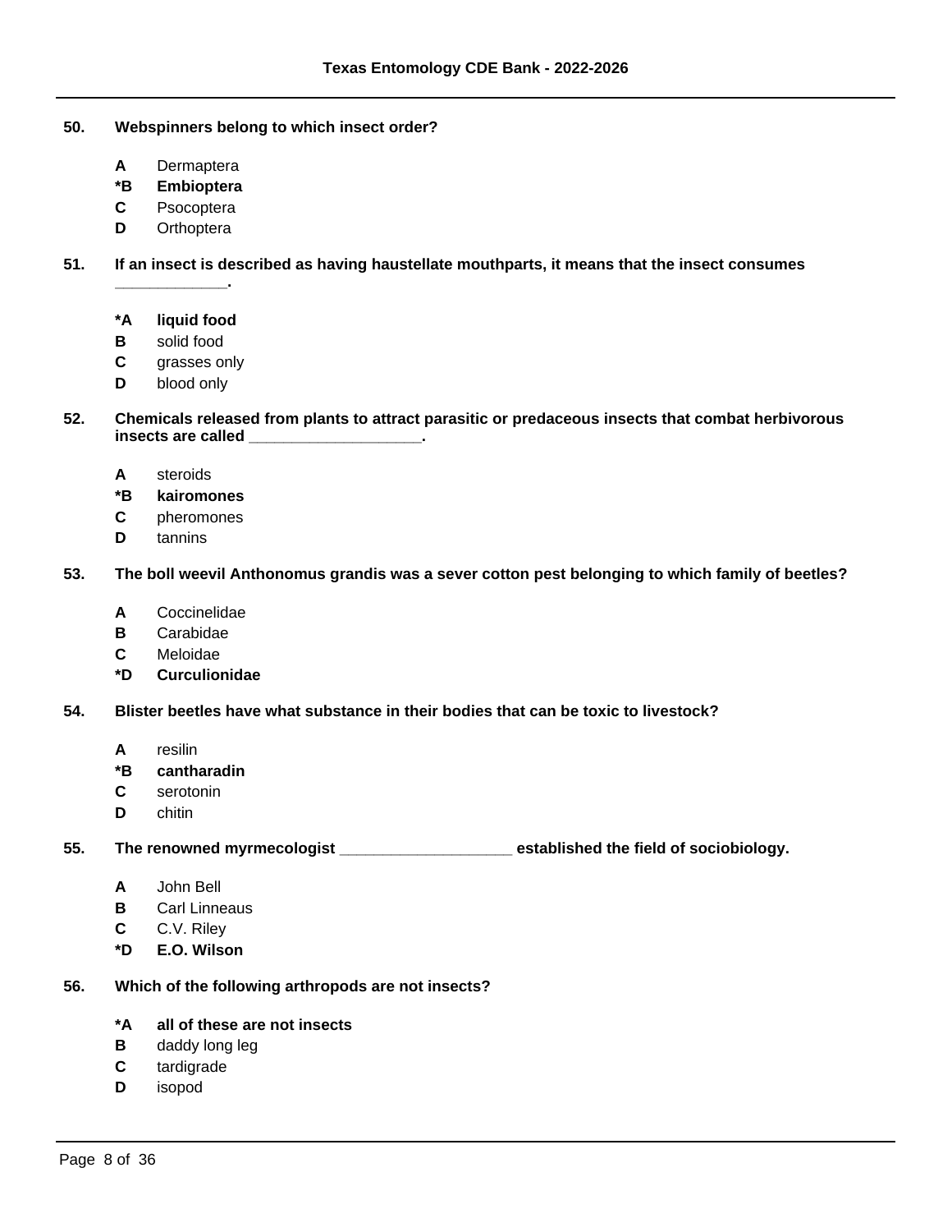**50. Webspinners belong to which insect order?**

- **A** Dermaptera
- ***B** **Embioptera**
- **C** Psocoptera
- **D** Orthoptera

**51. If an insect is described as having haustellate mouthparts, it means that the insect consumes ____________.**

- ***A** **liquid food**
- **B** solid food
- **C** grasses only
- **D** blood only

**52. Chemicals released from plants to attract parasitic or predaceous insects that combat herbivorous insects are called ____________________.**

- **A** steroids
- ***B** **kairomones**
- **C** pheromones
- **D** tannins

**53. The boll weevil Anthonomus grandis was a sever cotton pest belonging to which family of beetles?**

- **A** Coccinelidae
- **B** Carabidae
- **C** Meloidae
- ***D** **Curculionidae**

**54. Blister beetles have what substance in their bodies that can be toxic to livestock?**

- **A** resilin
- ***B** **cantharadin**
- **C** serotonin
- **D** chitin

**55. The renowned myrmecologist ____________________ established the field of sociobiology.**

- **A** John Bell
- **B** Carl Linneaus
- **C** C.V. Riley
- ***D** **E.O. Wilson**

**56. Which of the following arthropods are not insects?**

- ***A** **all of these are not insects**
- **B** daddy long leg
- **C** tardigrade
- **D** isopod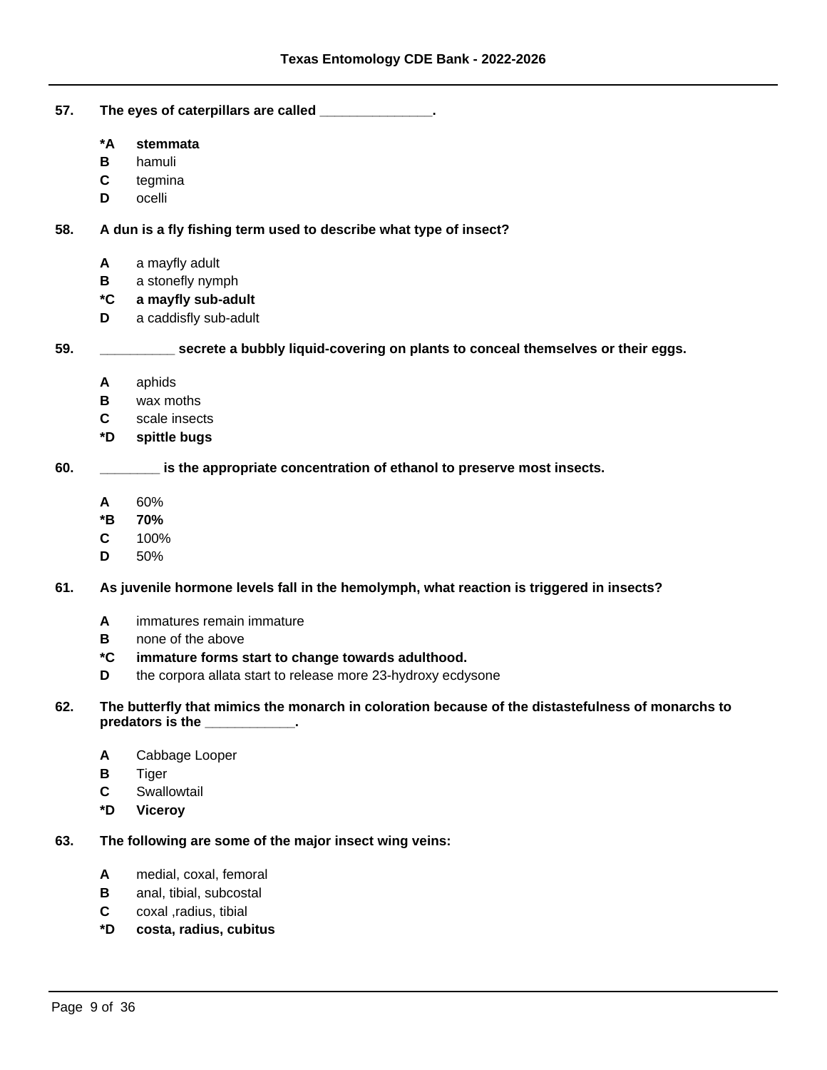**57. The eyes of caterpillars are called _______________.**

- **\*A stemmata**
- B hamuli
- C tegmina
- D ocelli

**58. A dun is a fly fishing term used to describe what type of insect?**

- A a mayfly adult
- B a stonefly nymph
- **\*C a mayfly sub-adult**
- D a caddisfly sub-adult

**59. __________ secrete a bubbly liquid-covering on plants to conceal themselves or their eggs.**

- A aphids
- B wax moths
- C scale insects
- **\*D spittle bugs**

**60. ________ is the appropriate concentration of ethanol to preserve most insects.**

- A 60%
- **\*B 70%**
- C 100%
- D 50%

**61. As juvenile hormone levels fall in the hemolymph, what reaction is triggered in insects?**

- A immatures remain immature
- B none of the above
- **\*C immature forms start to change towards adulthood.**
- D the corpora allata start to release more 23-hydroxy ecdysone

**62. The butterfly that mimics the monarch in coloration because of the distastefulness of monarchs to predators is the ____________.**

- A Cabbage Looper
- B Tiger
- C Swallowtail
- **\*D Viceroy**

**63. The following are some of the major insect wing veins:**

- A medial, coxal, femoral
- B anal, tibial, subcostal
- C coxal ,radius, tibial
- **\*D costa, radius, cubitus**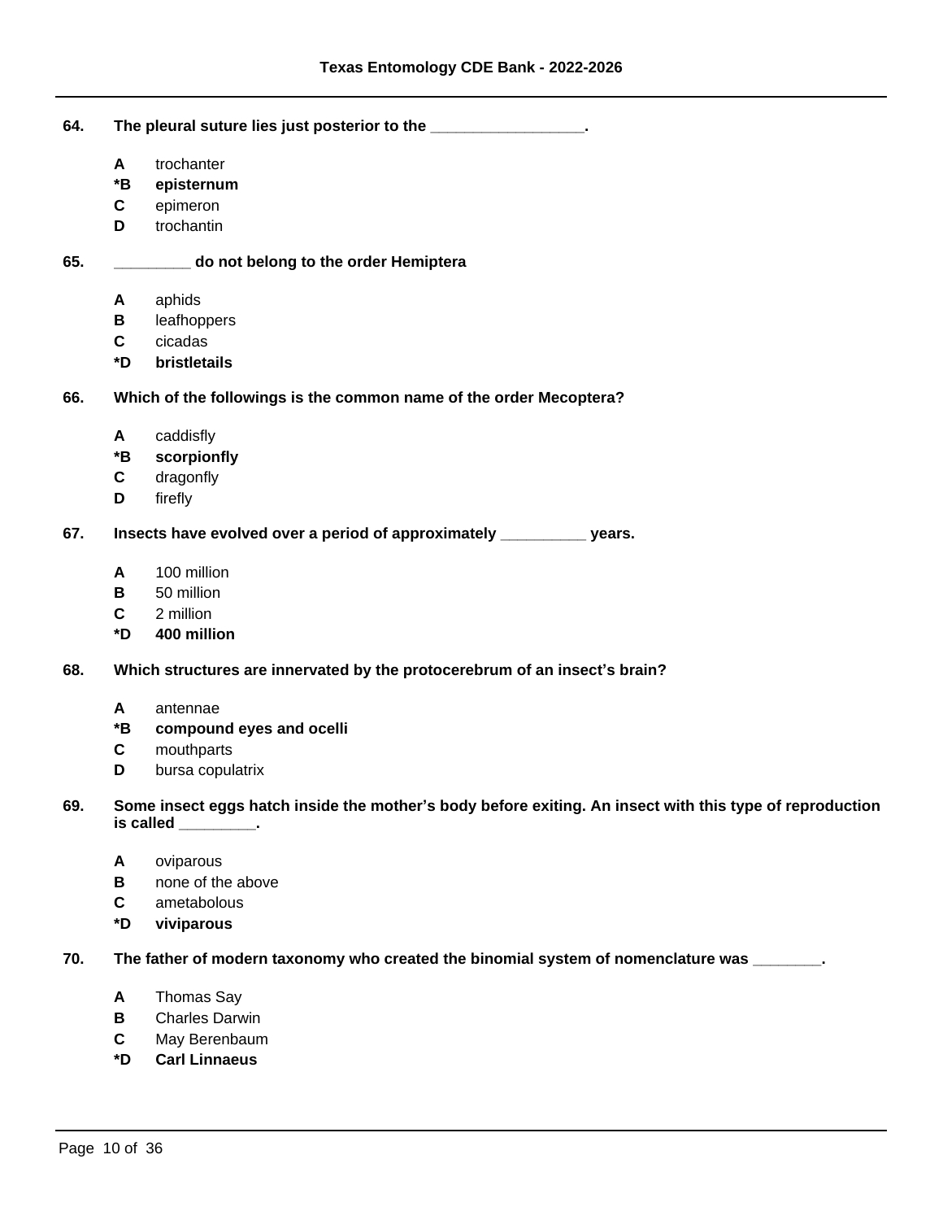**64. The pleural suture lies just posterior to the _________________.**

- **A** trochanter
- ***B** **episternum**
- **C** epimeron
- **D** trochantin

**65. ________ do not belong to the order Hemiptera**

- **A** aphids
- **B** leafhoppers
- **C** cicadas
- ***D** **bristletails**

**66. Which of the followings is the common name of the order Mecoptera?**

- **A** caddisfly
- ***B** **scorpionfly**
- **C** dragonfly
- **D** firefly

**67. Insects have evolved over a period of approximately __________ years.**

- **A** 100 million
- **B** 50 million
- **C** 2 million
- ***D** **400 million**

**68. Which structures are innervated by the protocerebrum of an insect's brain?**

- **A** antennae
- ***B** **compound eyes and ocelli**
- **C** mouthparts
- **D** bursa copulatrix

**69. Some insect eggs hatch inside the mother's body before exiting. An insect with this type of reproduction is called _________.**

- **A** oviparous
- **B** none of the above
- **C** ametabolous
- ***D** **viviparous**

**70. The father of modern taxonomy who created the binomial system of nomenclature was _______.**

- **A** Thomas Say
- **B** Charles Darwin
- **C** May Berenbaum
- ***D** **Carl Linnaeus**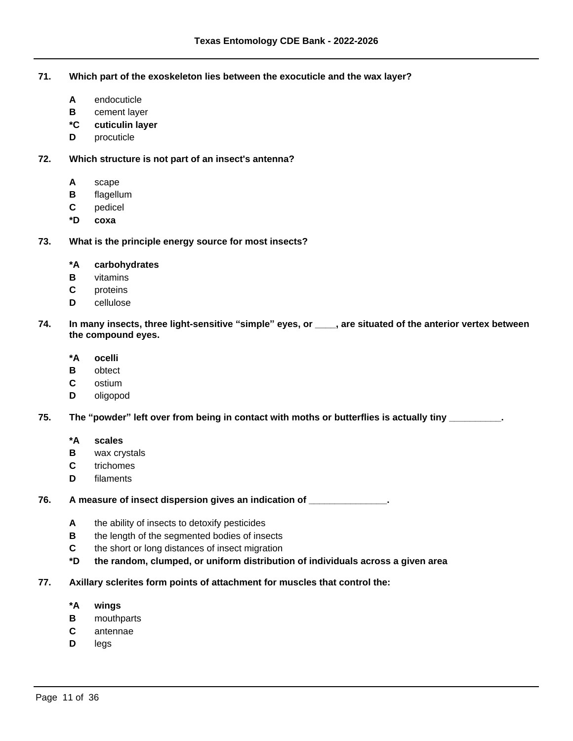**71. Which part of the exoskeleton lies between the exocuticle and the wax layer?**

- **A** endocuticle
- **B** cement layer
- ***C** **cuticulin layer**
- **D** procuticle

**72. Which structure is not part of an insect's antenna?**

- **A** scape
- **B** flagellum
- **C** pedicel
- ***D** **coxa**

**73. What is the principle energy source for most insects?**

- ***A** **carbohydrates**
- **B** vitamins
- **C** proteins
- **D** cellulose

**74. In many insects, three light-sensitive “simple” eyes, or ____, are situated of the anterior vertex between the compound eyes.**

- ***A** **ocelli**
- **B** obtect
- **C** ostium
- **D** oligopod

**75. The “powder” left over from being in contact with moths or butterflies is actually tiny __________.**

- ***A** **scales**
- **B** wax crystals
- **C** trichomes
- **D** filaments

**76. A measure of insect dispersion gives an indication of _______________.**

- **A** the ability of insects to detoxify pesticides
- **B** the length of the segmented bodies of insects
- **C** the short or long distances of insect migration
- ***D** **the random, clumped, or uniform distribution of individuals across a given area**

**77. Axillary sclerites form points of attachment for muscles that control the:**

- ***A** **wings**
- **B** mouthparts
- **C** antennae
- **D** legs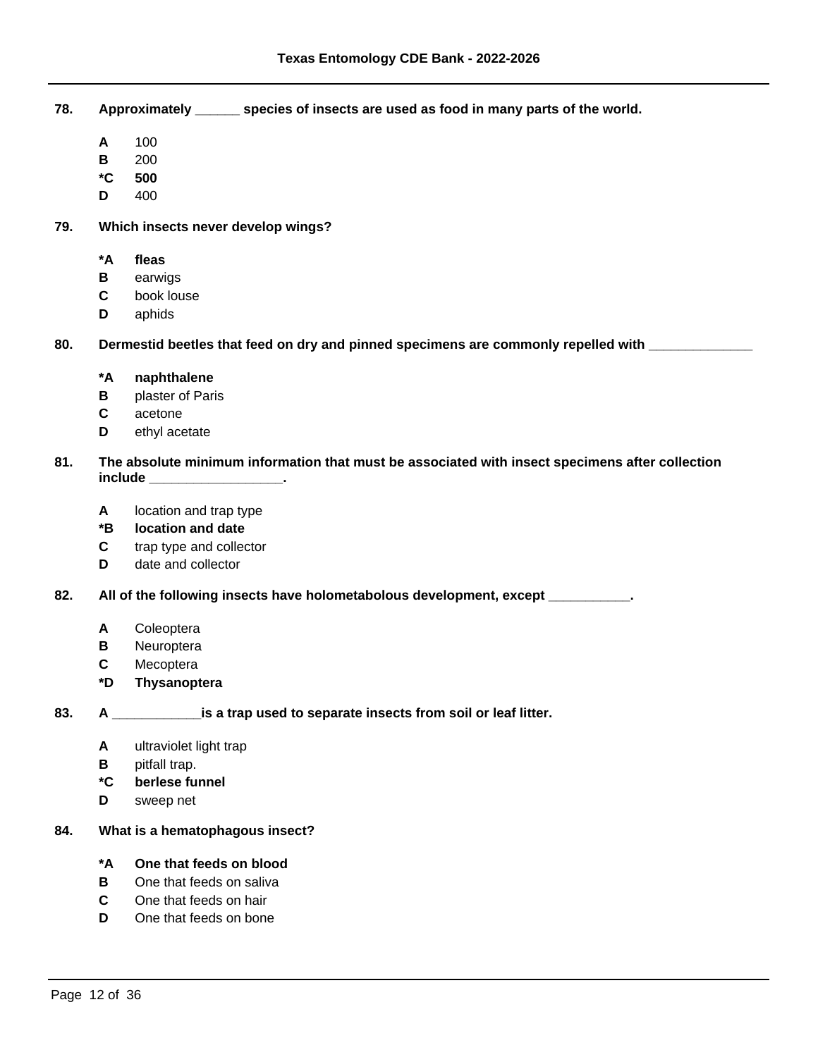**78. Approximately ______ species of insects are used as food in many parts of the world.**

- **A** 100
- **B** 200
- **\*C** **500**
- **D** 400

**79. Which insects never develop wings?**

- **\*A** **fleas**
- **B** earwigs
- **C** book louse
- **D** aphids

**80. Dermestid beetles that feed on dry and pinned specimens are commonly repelled with ______________**

- **\*A** **naphthalene**
- **B** plaster of Paris
- **C** acetone
- **D** ethyl acetate

**81. The absolute minimum information that must be associated with insect specimens after collection include __________________.**

- **A** location and trap type
- **\*B** **location and date**
- **C** trap type and collector
- **D** date and collector

**82. All of the following insects have holometabolous development, except ___________.**

- **A** Coleoptera
- **B** Neuroptera
- **C** Mecoptera
- **\*D** **Thysanoptera**

**83. A ____________is a trap used to separate insects from soil or leaf litter.**

- **A** ultraviolet light trap
- **B** pitfall trap.
- **\*C** **berlese funnel**
- **D** sweep net

**84. What is a hematophagous insect?**

- **\*A** **One that feeds on blood**
- **B** One that feeds on saliva
- **C** One that feeds on hair
- **D** One that feeds on bone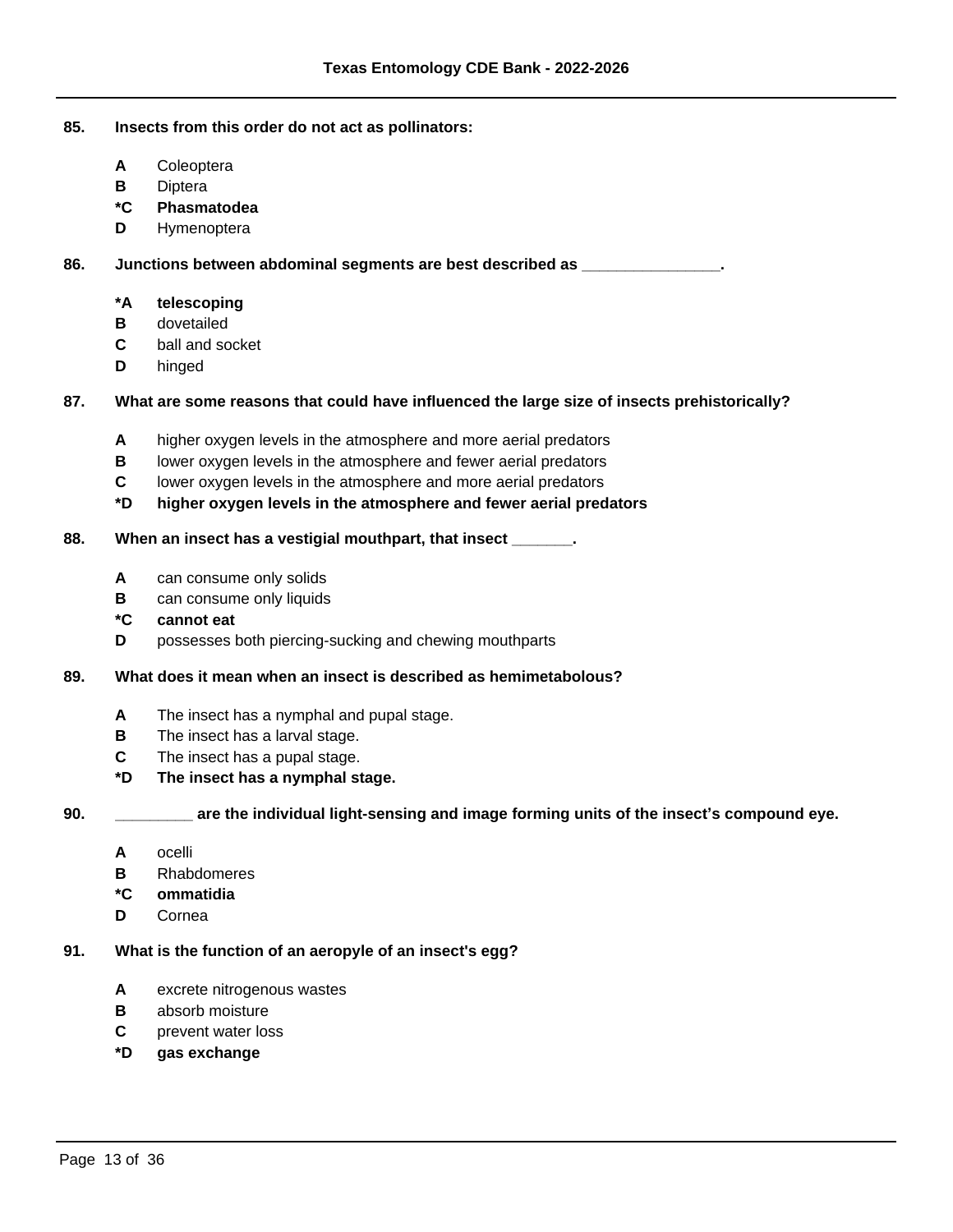**85. Insects from this order do not act as pollinators:**

- **A** Coleoptera
- **B** Diptera
- ***C** **Phasmatodea**
- **D** Hymenoptera

**86. Junctions between abdominal segments are best described as ________________.**

- ***A** **telescoping**
- **B** dovetailed
- **C** ball and socket
- **D** hinged

**87. What are some reasons that could have influenced the large size of insects prehistorically?**

- **A** higher oxygen levels in the atmosphere and more aerial predators
- **B** lower oxygen levels in the atmosphere and fewer aerial predators
- **C** lower oxygen levels in the atmosphere and more aerial predators
- ***D** **higher oxygen levels in the atmosphere and fewer aerial predators**

**88. When an insect has a vestigial mouthpart, that insect _______.**

- **A** can consume only solids
- **B** can consume only liquids
- ***C** **cannot eat**
- **D** possesses both piercing-sucking and chewing mouthparts

**89. What does it mean when an insect is described as hemimetabolous?**

- **A** The insect has a nymphal and pupal stage.
- **B** The insect has a larval stage.
- **C** The insect has a pupal stage.
- ***D** **The insect has a nymphal stage.**

**90. _________ are the individual light-sensing and image forming units of the insect's compound eye.**

- **A** ocelli
- **B** Rhabdomeres
- ***C** **ommatidia**
- **D** Cornea

**91. What is the function of an aeropyle of an insect's egg?**

- **A** excrete nitrogenous wastes
- **B** absorb moisture
- **C** prevent water loss
- ***D** **gas exchange**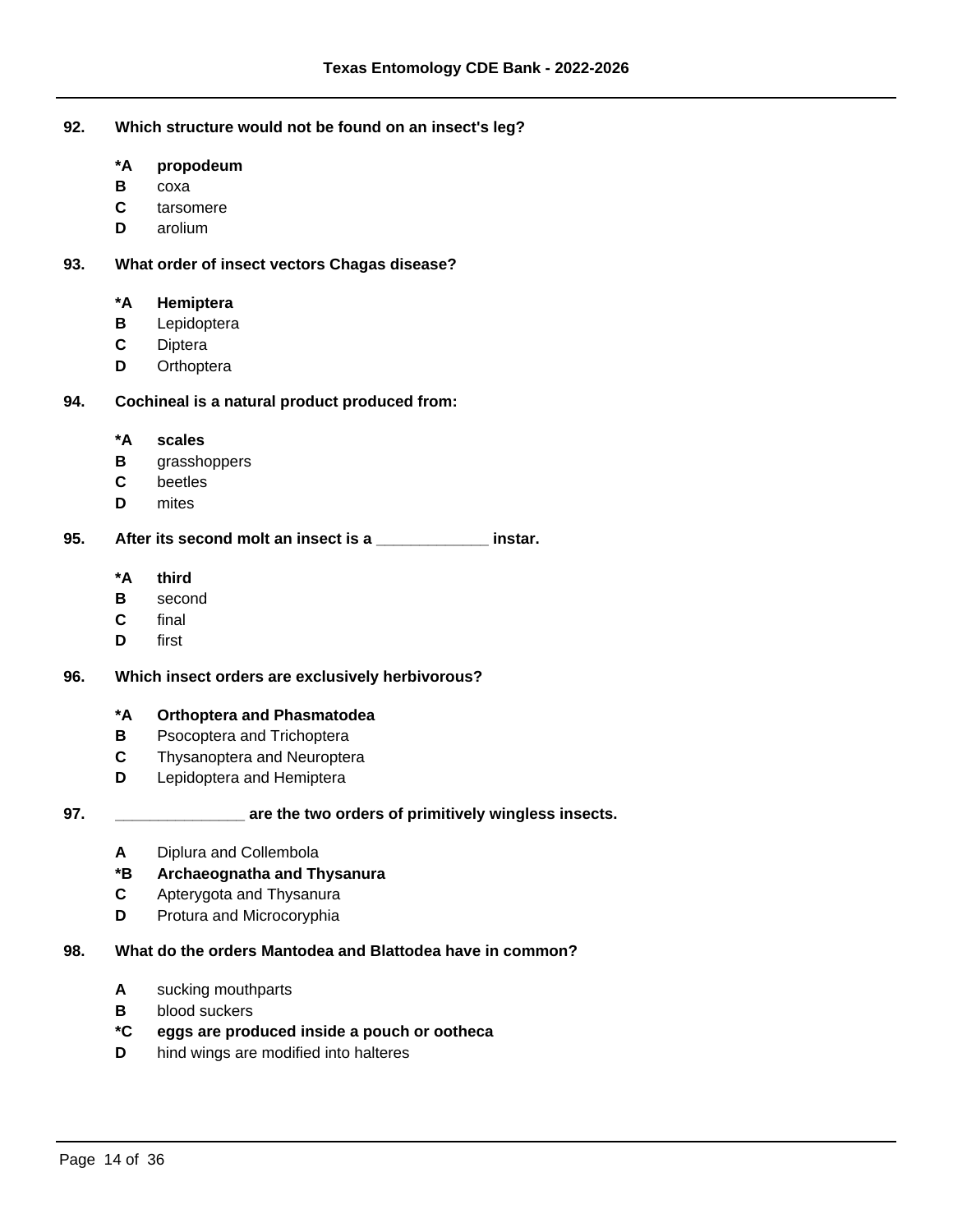**92.** **Which structure would not be found on an insect's leg?**

- ***A** **propodeum**
- **B** coxa
- **C** tarsomere
- **D** arolium

**93.** **What order of insect vectors Chagas disease?**

- ***A** **Hemiptera**
- **B** Lepidoptera
- **C** Diptera
- **D** Orthoptera

**94.** **Cochineal is a natural product produced from:**

- ***A** **scales**
- **B** grasshoppers
- **C** beetles
- **D** mites

**95.** **After its second molt an insect is a _____________ instar.**

- ***A** **third**
- **B** second
- **C** final
- **D** first

**96.** **Which insect orders are exclusively herbivorous?**

- ***A** **Orthoptera and Phasmatodea**
- **B** Psocoptera and Trichoptera
- **C** Thysanoptera and Neuroptera
- **D** Lepidoptera and Hemiptera

**97.** **_______________ are the two orders of primitively wingless insects.**

- **A** Diplura and Collembola
- ***B** **Archaeognatha and Thysanura**
- **C** Apterygota and Thysanura
- **D** Protura and Microcoryphia

**98.** **What do the orders Mantodea and Blattodea have in common?**

- **A** sucking mouthparts
- **B** blood suckers
- ***C** **eggs are produced inside a pouch or ootheca**
- **D** hind wings are modified into halteres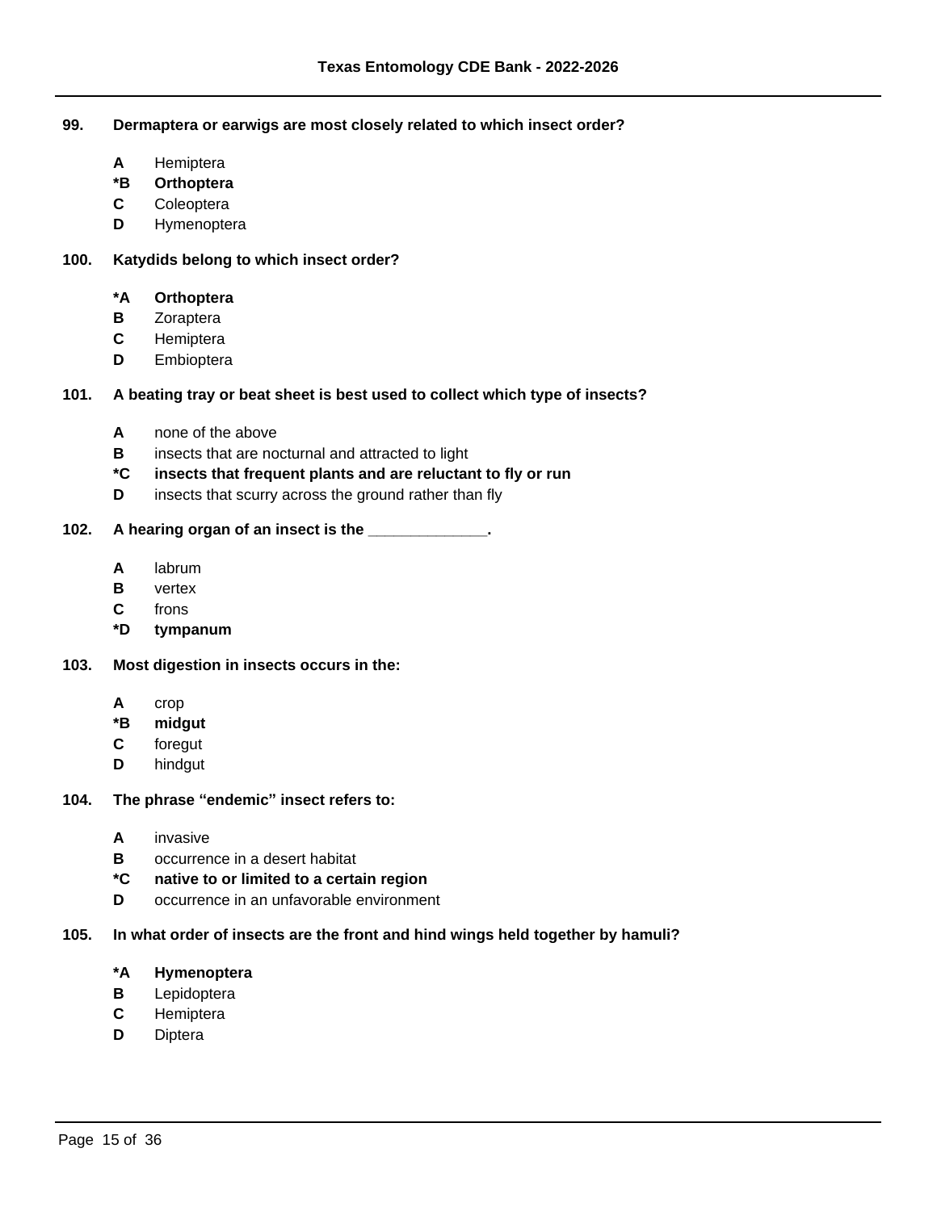**99. Dermaptera or earwigs are most closely related to which insect order?**

- **A** Hemiptera
- ***B** **Orthoptera**
- **C** Coleoptera
- **D** Hymenoptera

**100. Katydids belong to which insect order?**

- ***A** **Orthoptera**
- **B** Zoraptera
- **C** Hemiptera
- **D** Embioptera

**101. A beating tray or beat sheet is best used to collect which type of insects?**

- **A** none of the above
- **B** insects that are nocturnal and attracted to light
- ***C** **insects that frequent plants and are reluctant to fly or run**
- **D** insects that scurry across the ground rather than fly

**102. A hearing organ of an insect is the ______________.**

- **A** labrum
- **B** vertex
- **C** frons
- ***D** **tympanum**

**103. Most digestion in insects occurs in the:**

- **A** crop
- ***B** **midgut**
- **C** foregut
- **D** hindgut

**104. The phrase “endemic” insect refers to:**

- **A** invasive
- **B** occurrence in a desert habitat
- ***C** **native to or limited to a certain region**
- **D** occurrence in an unfavorable environment

**105. In what order of insects are the front and hind wings held together by hamuli?**

- ***A** **Hymenoptera**
- **B** Lepidoptera
- **C** Hemiptera
- **D** Diptera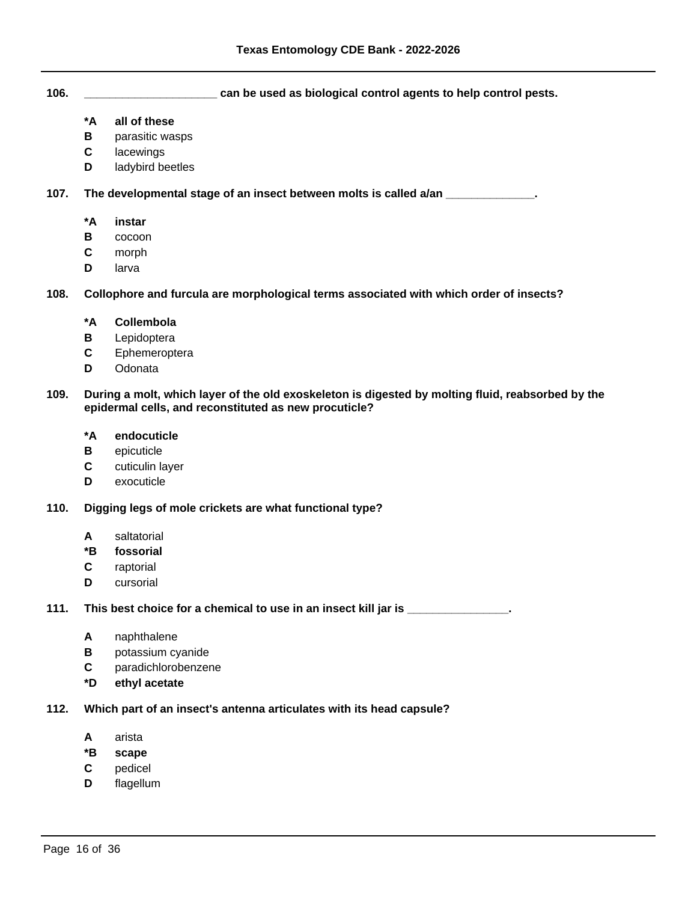**106.** **_____________________ can be used as biological control agents to help control pests.**

- ***A** **all of these**
- **B** parasitic wasps
- **C** lacewings
- **D** ladybird beetles

**107.** **The developmental stage of an insect between molts is called a/an ______________.**

- ***A** **instar**
- **B** cocoon
- **C** morph
- **D** larva

**108.** **Collophore and furcula are morphological terms associated with which order of insects?**

- ***A** **Collembola**
- **B** Lepidoptera
- **C** Ephemeroptera
- **D** Odonata

**109.** **During a molt, which layer of the old exoskeleton is digested by molting fluid, reabsorbed by the epidermal cells, and reconstituted as new procuticle?**

- ***A** **endocuticle**
- **B** epicuticle
- **C** cuticulin layer
- **D** exocuticle

**110.** **Digging legs of mole crickets are what functional type?**

- **A** saltatorial
- ***B** **fossorial**
- **C** raptorial
- **D** cursorial

**111.** **This best choice for a chemical to use in an insect kill jar is ________________.**

- **A** naphthalene
- **B** potassium cyanide
- **C** paradichlorobenzene
- ***D** **ethyl acetate**

**112.** **Which part of an insect's antenna articulates with its head capsule?**

- **A** arista
- ***B** **scape**
- **C** pedicel
- **D** flagellum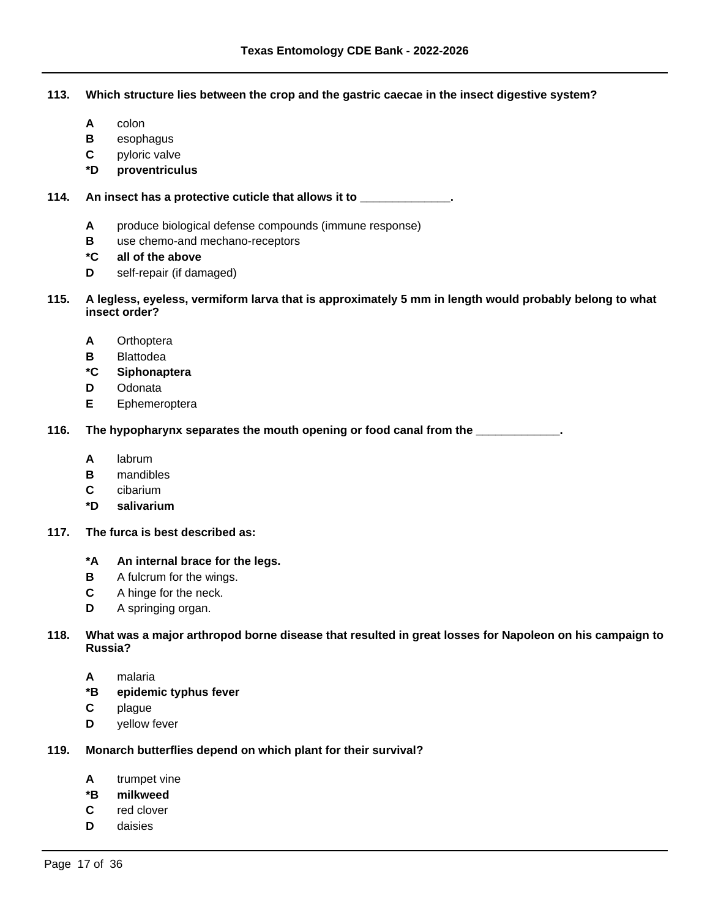**113. Which structure lies between the crop and the gastric caecae in the insect digestive system?**

- **A** colon
- **B** esophagus
- **C** pyloric valve
- ***D** **proventriculus**

**114. An insect has a protective cuticle that allows it to ______________.**

- **A** produce biological defense compounds (immune response)
- **B** use chemo-and mechano-receptors
- ***C** **all of the above**
- **D** self-repair (if damaged)

**115. A legless, eyeless, vermiform larva that is approximately 5 mm in length would probably belong to what insect order?**

- **A** Orthoptera
- **B** Blattodea
- ***C** **Siphonaptera**
- **D** Odonata
- **E** Ephemeroptera

**116. The hypopharynx separates the mouth opening or food canal from the _____________.**

- **A** labrum
- **B** mandibles
- **C** cibarium
- ***D** **salivarium**

**117. The furca is best described as:**

- ***A** **An internal brace for the legs.**
- **B** A fulcrum for the wings.
- **C** A hinge for the neck.
- **D** A springing organ.

**118. What was a major arthropod borne disease that resulted in great losses for Napoleon on his campaign to Russia?**

- **A** malaria
- ***B** **epidemic typhus fever**
- **C** plague
- **D** yellow fever

**119. Monarch butterflies depend on which plant for their survival?**

- **A** trumpet vine
- ***B** **milkweed**
- **C** red clover
- **D** daisies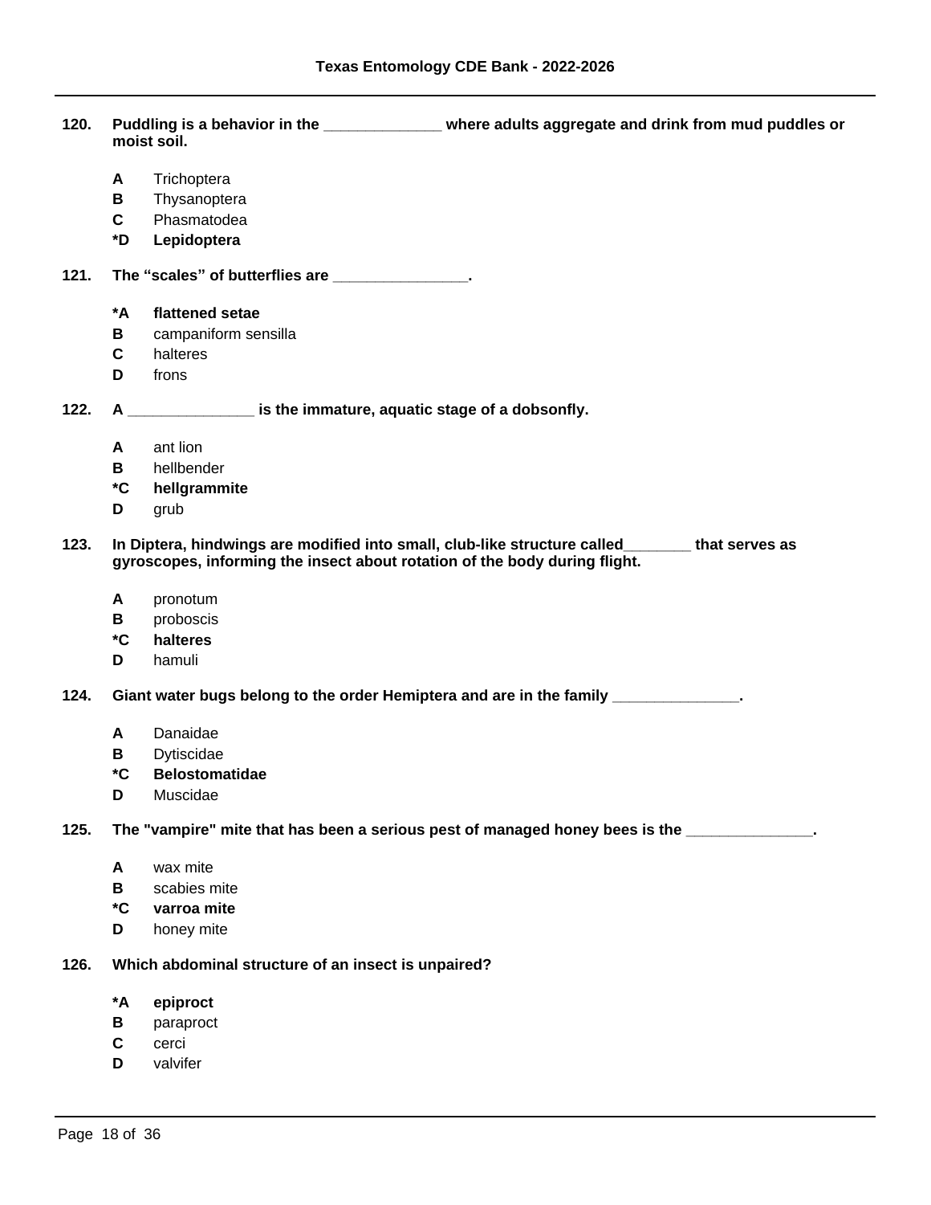**120. Puddling is a behavior in the ______________ where adults aggregate and drink from mud puddles or moist soil.**

- **A** Trichoptera
- **B** Thysanoptera
- **C** Phasmatodea
- ***D** **Lepidoptera**

**121. The “scales” of butterflies are ________________.**

- ***A** **flattened setae**
- **B** campaniform sensilla
- **C** halteres
- **D** frons

**122. A _______________ is the immature, aquatic stage of a dobsonfly.**

- **A** ant lion
- **B** hellbender
- ***C** **hellgrammite**
- **D** grub

**123. In Diptera, hindwings are modified into small, club-like structure called________ that serves as gyroscopes, informing the insect about rotation of the body during flight.**

- **A** pronotum
- **B** proboscis
- ***C** **halteres**
- **D** hamuli

**124. Giant water bugs belong to the order Hemiptera and are in the family _______________.**

- **A** Danaidae
- **B** Dytiscidae
- ***C** **Belostomatidae**
- **D** Muscidae

**125. The "vampire" mite that has been a serious pest of managed honey bees is the _______________.**

- **A** wax mite
- **B** scabies mite
- ***C** **varroa mite**
- **D** honey mite

**126. Which abdominal structure of an insect is unpaired?**

- ***A** **epiproct**
- **B** paraproct
- **C** cerci
- **D** valvifer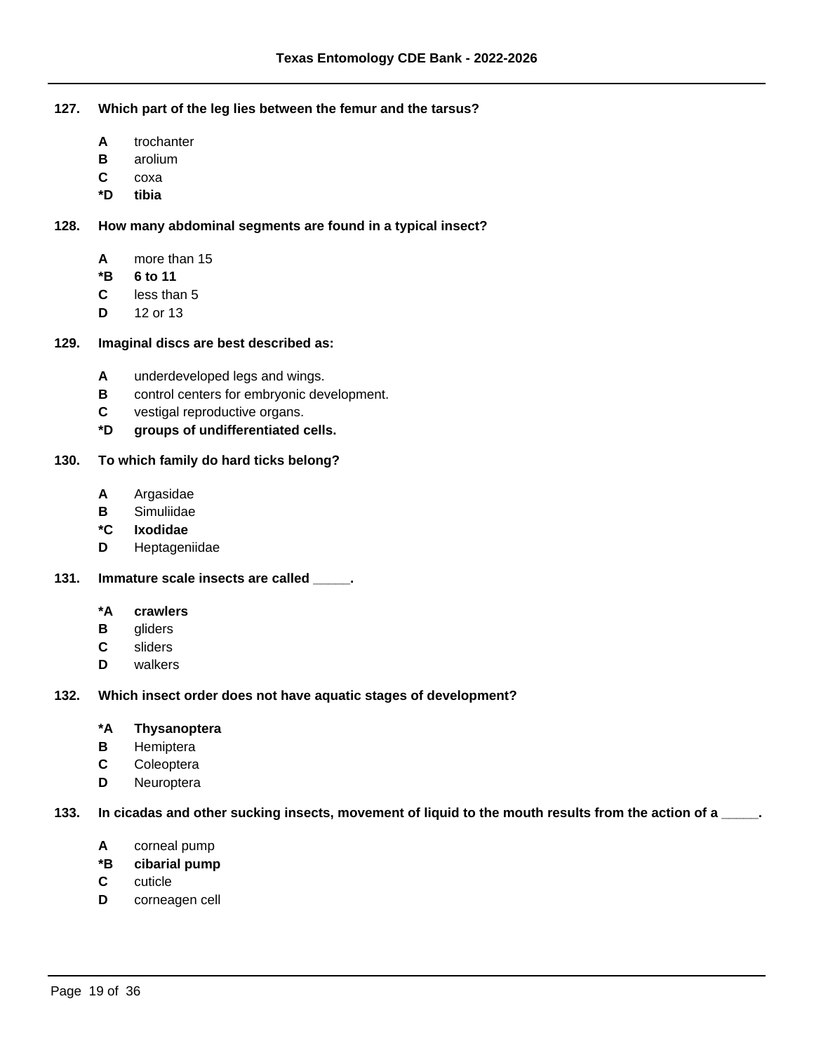**127. Which part of the leg lies between the femur and the tarsus?**

- **A** trochanter
- **B** arolium
- **C** coxa
- ***D** **tibia**

**128. How many abdominal segments are found in a typical insect?**

- **A** more than 15
- ***B** **6 to 11**
- **C** less than 5
- **D** 12 or 13

**129. Imaginal discs are best described as:**

- **A** underdeveloped legs and wings.
- **B** control centers for embryonic development.
- **C** vestigal reproductive organs.
- ***D** **groups of undifferentiated cells.**

**130. To which family do hard ticks belong?**

- **A** Argasidae
- **B** Simuliidae
- ***C** **Ixodidae**
- **D** Heptageniidae

**131. Immature scale insects are called _____.**

- ***A** **crawlers**
- **B** gliders
- **C** sliders
- **D** walkers

**132. Which insect order does not have aquatic stages of development?**

- ***A** **Thysanoptera**
- **B** Hemiptera
- **C** Coleoptera
- **D** Neuroptera

**133. In cicadas and other sucking insects, movement of liquid to the mouth results from the action of a _____.**

- **A** corneal pump
- ***B** **cibarial pump**
- **C** cuticle
- **D** corneagen cell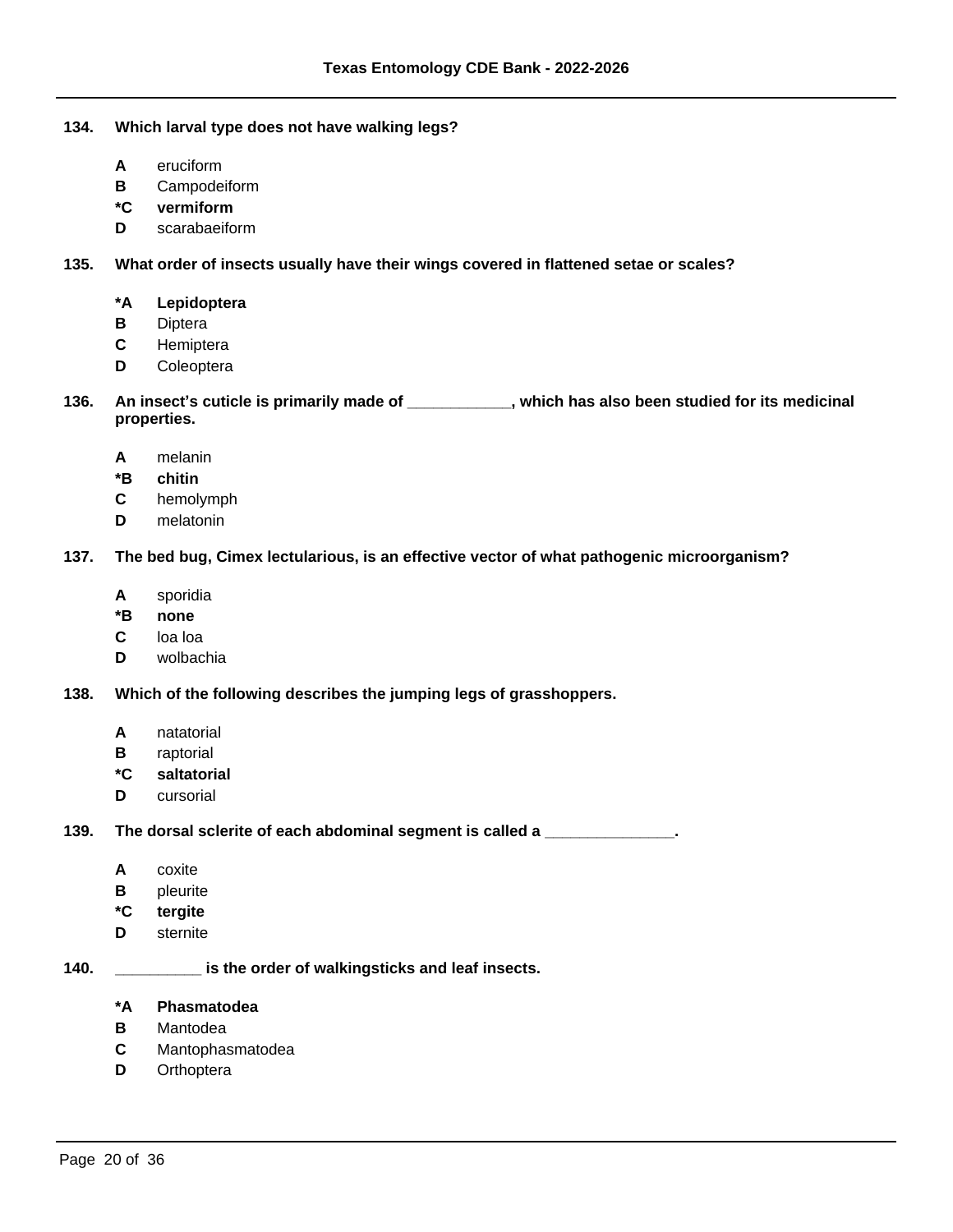**134. Which larval type does not have walking legs?**

- **A** eruciform
- **B** Campodeiform
- ***C** **vermiform**
- **D** scarabaeiform

**135. What order of insects usually have their wings covered in flattened setae or scales?**

- ***A** **Lepidoptera**
- **B** Diptera
- **C** Hemiptera
- **D** Coleoptera

**136. An insect's cuticle is primarily made of ____________, which has also been studied for its medicinal properties.**

- **A** melanin
- ***B** **chitin**
- **C** hemolymph
- **D** melatonin

**137. The bed bug, Cimex lectularious, is an effective vector of what pathogenic microorganism?**

- **A** sporidia
- ***B** **none**
- **C** loa loa
- **D** wolbachia

**138. Which of the following describes the jumping legs of grasshoppers.**

- **A** natatorial
- **B** raptorial
- ***C** **saltatorial**
- **D** cursorial

**139. The dorsal sclerite of each abdominal segment is called a _______________.**

- **A** coxite
- **B** pleurite
- ***C** **tergite**
- **D** sternite

**140. __________ is the order of walkingsticks and leaf insects.**

- ***A** **Phasmatodea**
- **B** Mantodea
- **C** Mantophasmatodea
- **D** Orthoptera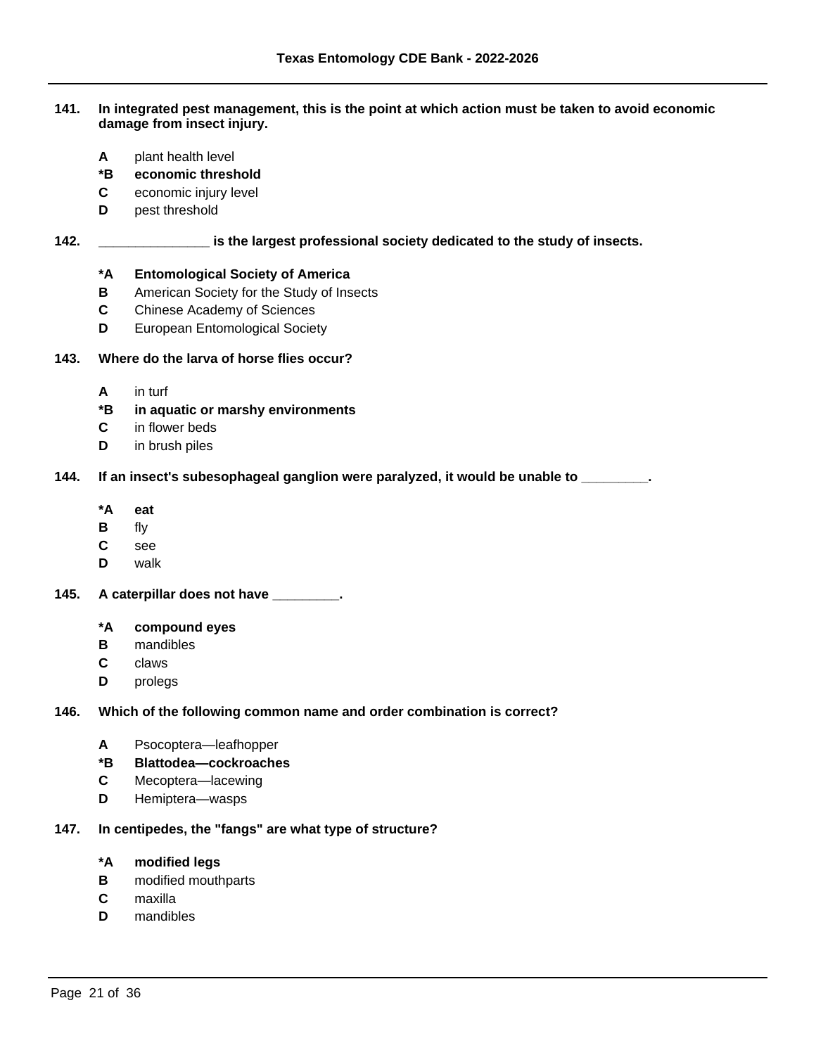**141. In integrated pest management, this is the point at which action must be taken to avoid economic damage from insect injury.**

- **A** plant health level
- ***B** **economic threshold**
- **C** economic injury level
- **D** pest threshold

**142. _______________ is the largest professional society dedicated to the study of insects.**

- ***A** **Entomological Society of America**
- **B** American Society for the Study of Insects
- **C** Chinese Academy of Sciences
- **D** European Entomological Society

**143. Where do the larva of horse flies occur?**

- **A** in turf
- ***B** **in aquatic or marshy environments**
- **C** in flower beds
- **D** in brush piles

**144. If an insect's subesophageal ganglion were paralyzed, it would be unable to _________.**

- ***A** **eat**
- **B** fly
- **C** see
- **D** walk

**145. A caterpillar does not have _________.**

- ***A** **compound eyes**
- **B** mandibles
- **C** claws
- **D** prolegs

**146. Which of the following common name and order combination is correct?**

- **A** Psocoptera—leafhopper
- ***B** **Blattodea—cockroaches**
- **C** Mecoptera—lacewing
- **D** Hemiptera—wasps

**147. In centipedes, the "fangs" are what type of structure?**

- ***A** **modified legs**
- **B** modified mouthparts
- **C** maxilla
- **D** mandibles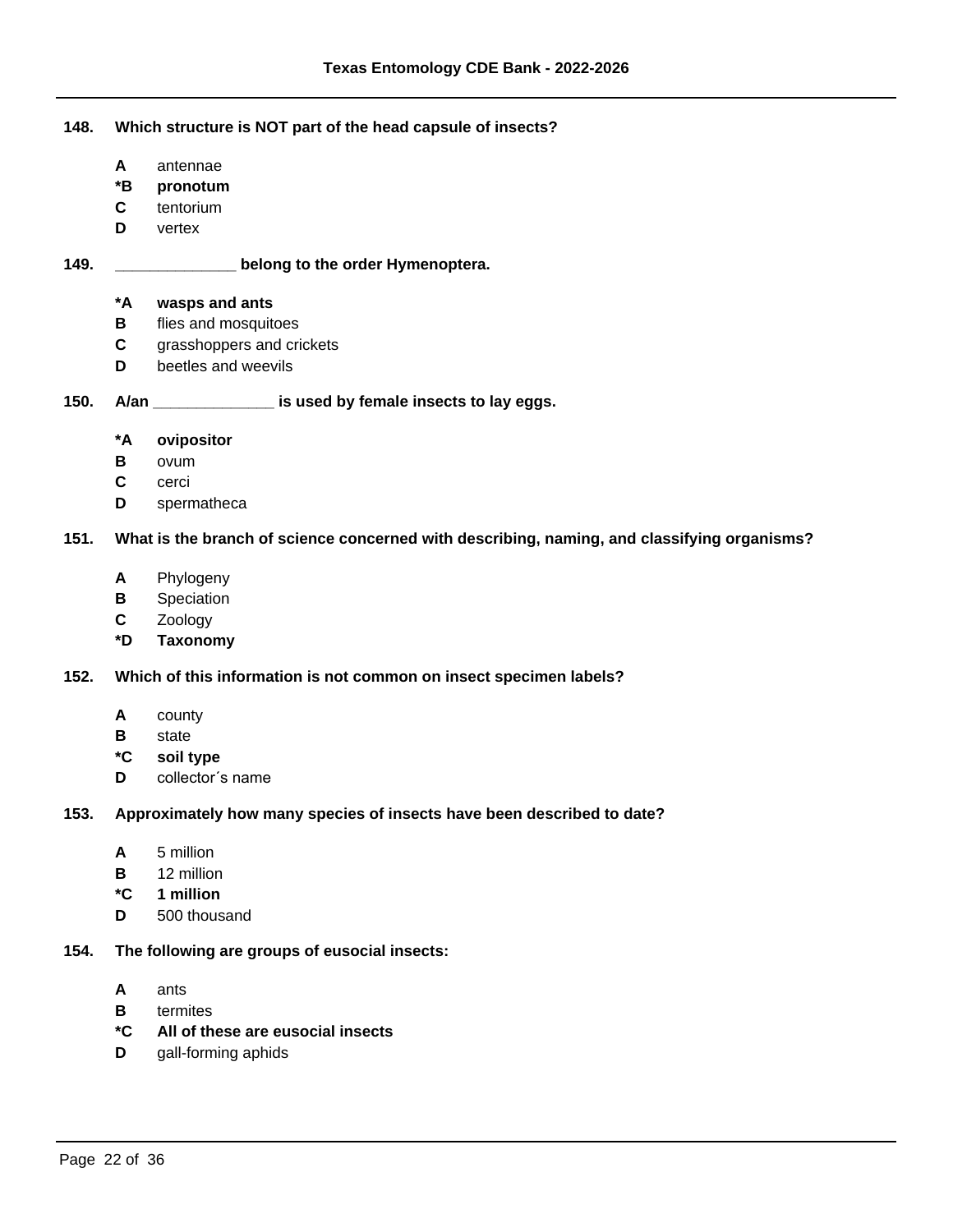**148. Which structure is NOT part of the head capsule of insects?**

- **A** antennae
- ***B** **pronotum**
- **C** tentorium
- **D** vertex

**149. ______________ belong to the order Hymenoptera.**

- ***A** **wasps and ants**
- **B** flies and mosquitoes
- **C** grasshoppers and crickets
- **D** beetles and weevils

**150. A/an ______________ is used by female insects to lay eggs.**

- ***A** **ovipositor**
- **B** ovum
- **C** cerci
- **D** spermatheca

**151. What is the branch of science concerned with describing, naming, and classifying organisms?**

- **A** Phylogeny
- **B** Speciation
- **C** Zoology
- ***D** **Taxonomy**

**152. Which of this information is not common on insect specimen labels?**

- **A** county
- **B** state
- ***C** **soil type**
- **D** collector´s name

**153. Approximately how many species of insects have been described to date?**

- **A** 5 million
- **B** 12 million
- ***C** **1 million**
- **D** 500 thousand

**154. The following are groups of eusocial insects:**

- **A** ants
- **B** termites
- ***C** **All of these are eusocial insects**
- **D** gall-forming aphids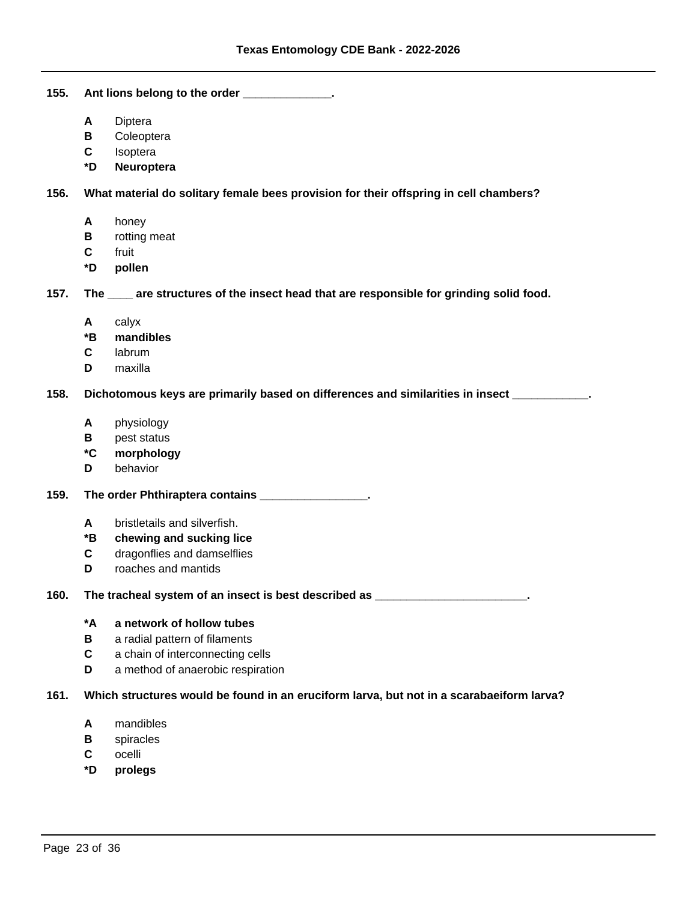**155. Ant lions belong to the order ______________.**

- **A** Diptera
- **B** Coleoptera
- **C** Isoptera
- ***D** **Neuroptera**

**156. What material do solitary female bees provision for their offspring in cell chambers?**

- **A** honey
- **B** rotting meat
- **C** fruit
- ***D** **pollen**

**157. The ____ are structures of the insect head that are responsible for grinding solid food.**

- **A** calyx
- ***B** **mandibles**
- **C** labrum
- **D** maxilla

**158. Dichotomous keys are primarily based on differences and similarities in insect ____________.**

- **A** physiology
- **B** pest status
- ***C** **morphology**
- **D** behavior

**159. The order Phthiraptera contains _________________.**

- **A** bristletails and silverfish.
- ***B** **chewing and sucking lice**
- **C** dragonflies and damselflies
- **D** roaches and mantids

**160. The tracheal system of an insect is best described as ________________________.**

- ***A** **a network of hollow tubes**
- **B** a radial pattern of filaments
- **C** a chain of interconnecting cells
- **D** a method of anaerobic respiration

**161. Which structures would be found in an eruciform larva, but not in a scarabaeiform larva?**

- **A** mandibles
- **B** spiracles
- **C** ocelli
- ***D** **prolegs**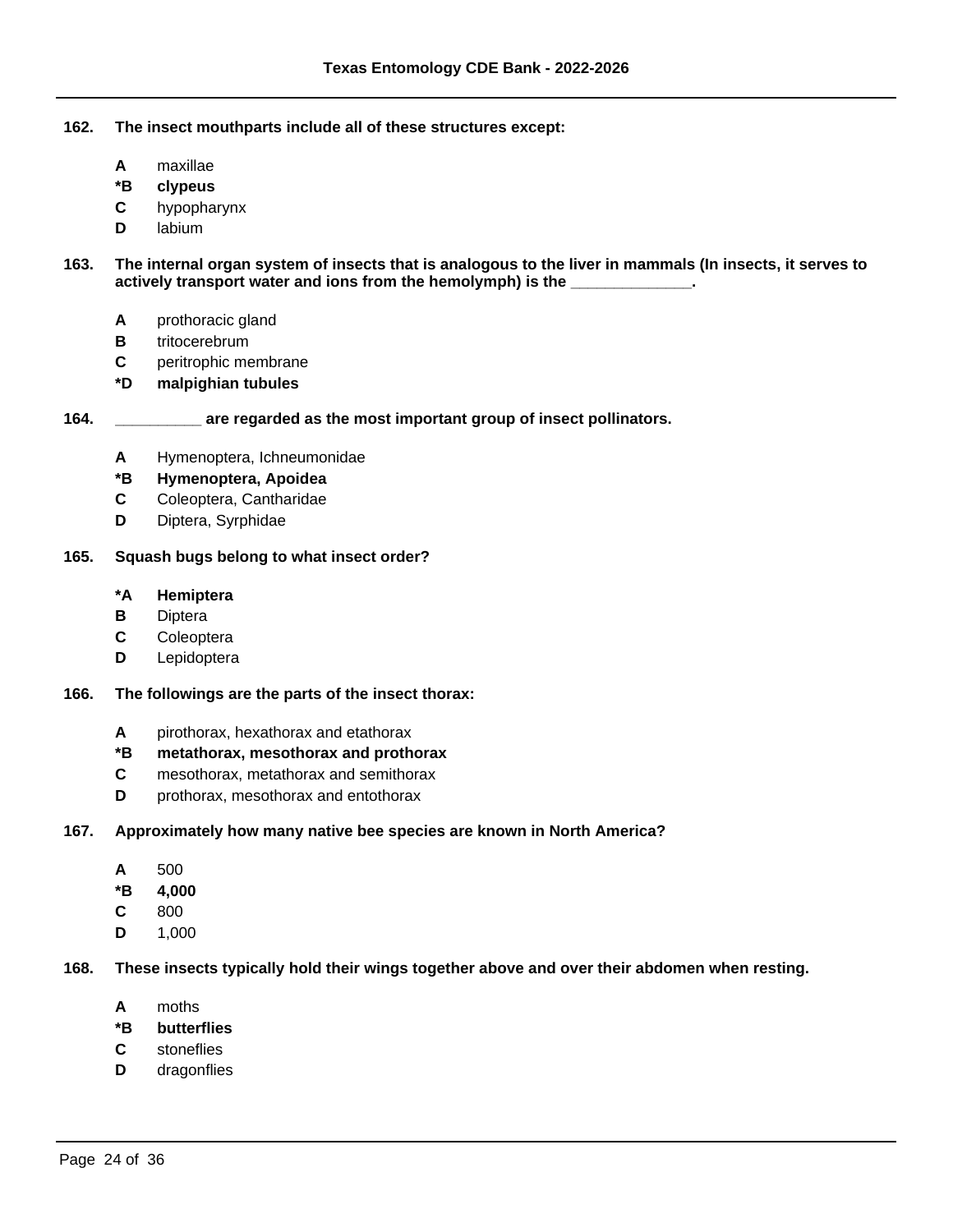**162.** **The insect mouthparts include all of these structures except:**

- **A** maxillae
- ***B** **clypeus**
- **C** hypopharynx
- **D** labium

**163.** **The internal organ system of insects that is analogous to the liver in mammals (In insects, it serves to actively transport water and ions from the hemolymph) is the _____________.**

- **A** prothoracic gland
- **B** tritocerebrum
- **C** peritrophic membrane
- ***D** **malpighian tubules**

**164.** **_________ are regarded as the most important group of insect pollinators.**

- **A** Hymenoptera, Ichneumonidae
- ***B** **Hymenoptera, Apoidea**
- **C** Coleoptera, Cantharidae
- **D** Diptera, Syrphidae

**165.** **Squash bugs belong to what insect order?**

- ***A** **Hemiptera**
- **B** Diptera
- **C** Coleoptera
- **D** Lepidoptera

**166.** **The followings are the parts of the insect thorax:**

- **A** pirothorax, hexathorax and etathorax
- ***B** **metathorax, mesothorax and prothorax**
- **C** mesothorax, metathorax and semithorax
- **D** prothorax, mesothorax and entothorax

**167.** **Approximately how many native bee species are known in North America?**

- **A** 500
- ***B** **4,000**
- **C** 800
- **D** 1,000

**168.** **These insects typically hold their wings together above and over their abdomen when resting.**

- **A** moths
- ***B** **butterflies**
- **C** stoneflies
- **D** dragonflies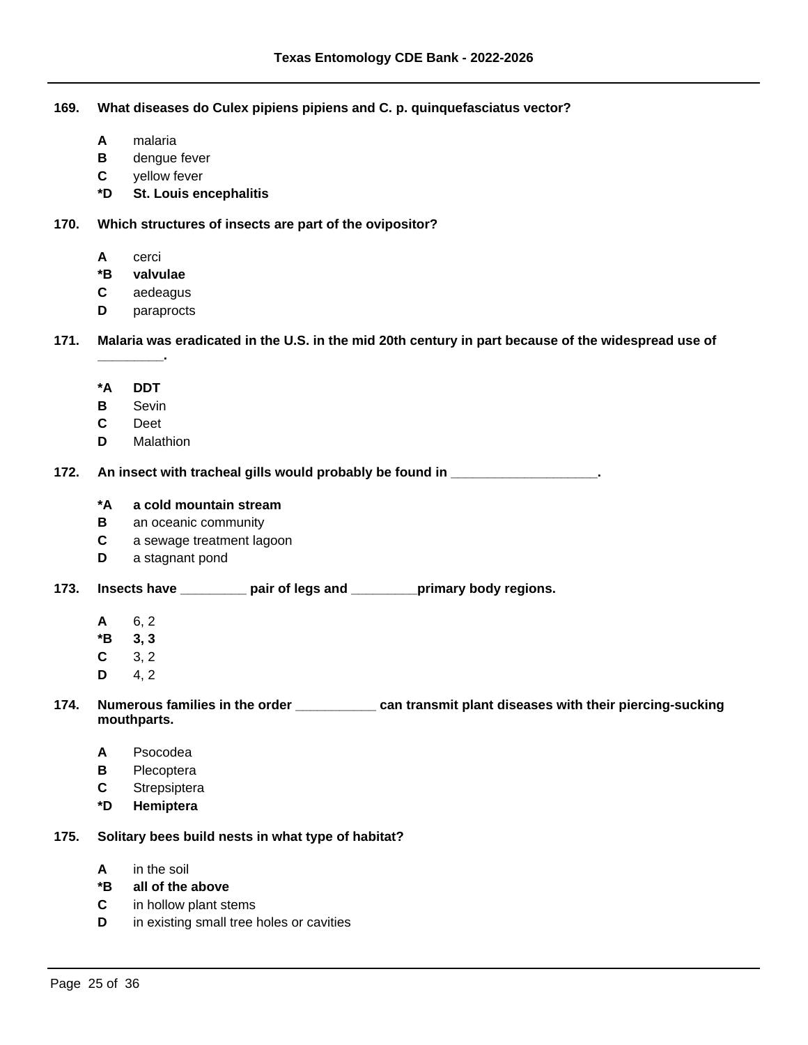**169. What diseases do Culex pipiens pipiens and C. p. quinquefasciatus vector?**

- **A** malaria
- **B** dengue fever
- **C** yellow fever
- ***D St. Louis encephalitis**

**170. Which structures of insects are part of the ovipositor?**

- **A** cerci
- ***B valvulae**
- **C** aedeagus
- **D** paraprocts

**171. Malaria was eradicated in the U.S. in the mid 20th century in part because of the widespread use of ________.**

- ***A DDT**
- **B** Sevin
- **C** Deet
- **D** Malathion

**172. An insect with tracheal gills would probably be found in ___________________.**

- ***A a cold mountain stream**
- **B** an oceanic community
- **C** a sewage treatment lagoon
- **D** a stagnant pond

**173. Insects have _________ pair of legs and _________primary body regions.**

- **A** 6, 2
- ***B 3, 3**
- **C** 3, 2
- **D** 4, 2

**174. Numerous families in the order ___________ can transmit plant diseases with their piercing-sucking mouthparts.**

- **A** Psocodea
- **B** Plecoptera
- **C** Strepsiptera
- ***D Hemiptera**

**175. Solitary bees build nests in what type of habitat?**

- **A** in the soil
- ***B all of the above**
- **C** in hollow plant stems
- **D** in existing small tree holes or cavities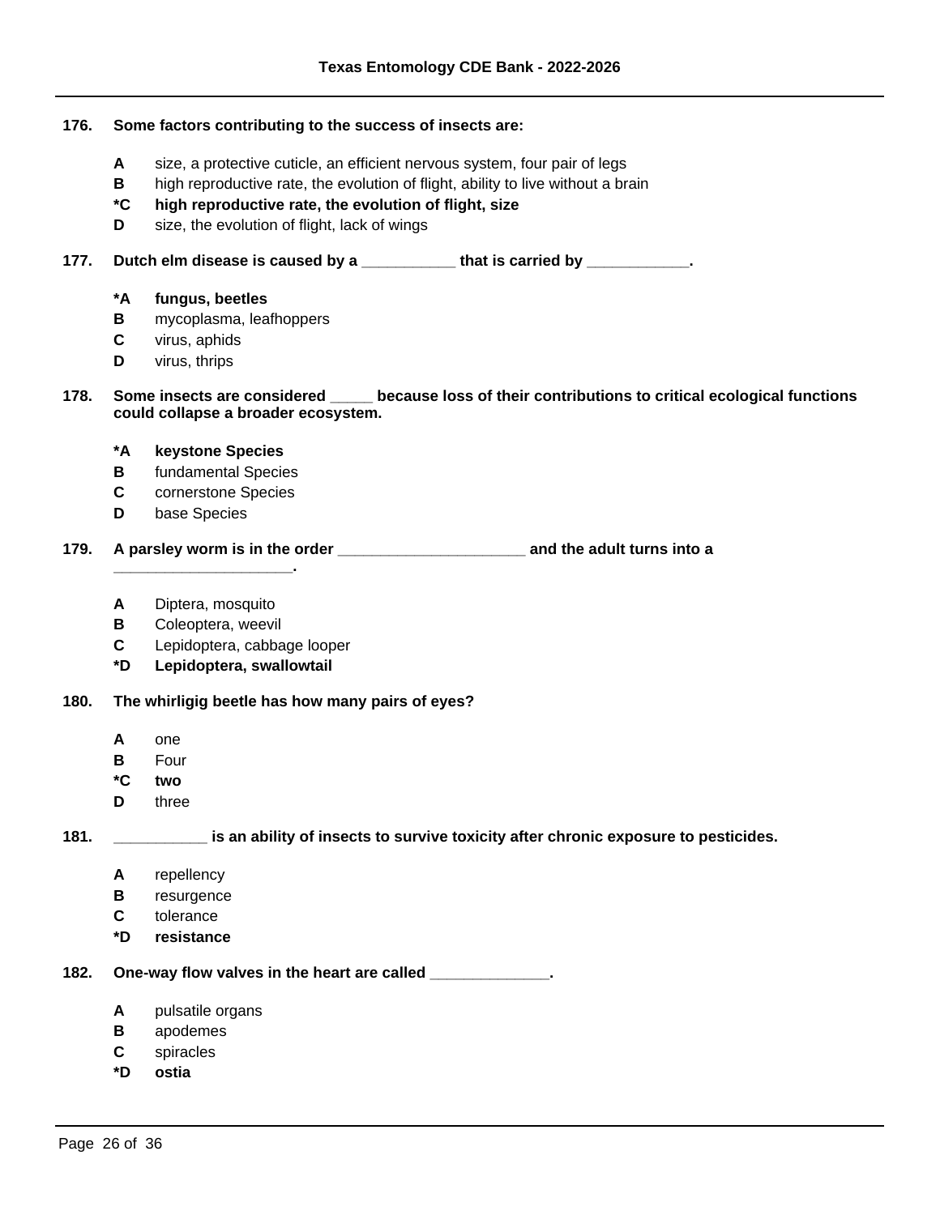**176. Some factors contributing to the success of insects are:**

- **A** size, a protective cuticle, an efficient nervous system, four pair of legs
- **B** high reproductive rate, the evolution of flight, ability to live without a brain
- ***C** **high reproductive rate, the evolution of flight, size**
- **D** size, the evolution of flight, lack of wings

**177. Dutch elm disease is caused by a ___________ that is carried by ____________.**

- ***A** **fungus, beetles**
- **B** mycoplasma, leafhoppers
- **C** virus, aphids
- **D** virus, thrips

**178. Some insects are considered _____ because loss of their contributions to critical ecological functions could collapse a broader ecosystem.**

- ***A** **keystone Species**
- **B** fundamental Species
- **C** cornerstone Species
- **D** base Species

**179. A parsley worm is in the order ______________________ and the adult turns into a _____________________.**

- **A** Diptera, mosquito
- **B** Coleoptera, weevil
- **C** Lepidoptera, cabbage looper
- ***D** **Lepidoptera, swallowtail**

**180. The whirligig beetle has how many pairs of eyes?**

- **A** one
- **B** Four
- ***C** **two**
- **D** three

**181. ___________ is an ability of insects to survive toxicity after chronic exposure to pesticides.**

- **A** repellency
- **B** resurgence
- **C** tolerance
- ***D** **resistance**

**182. One-way flow valves in the heart are called ______________.**

- **A** pulsatile organs
- **B** apodemes
- **C** spiracles
- ***D** **ostia**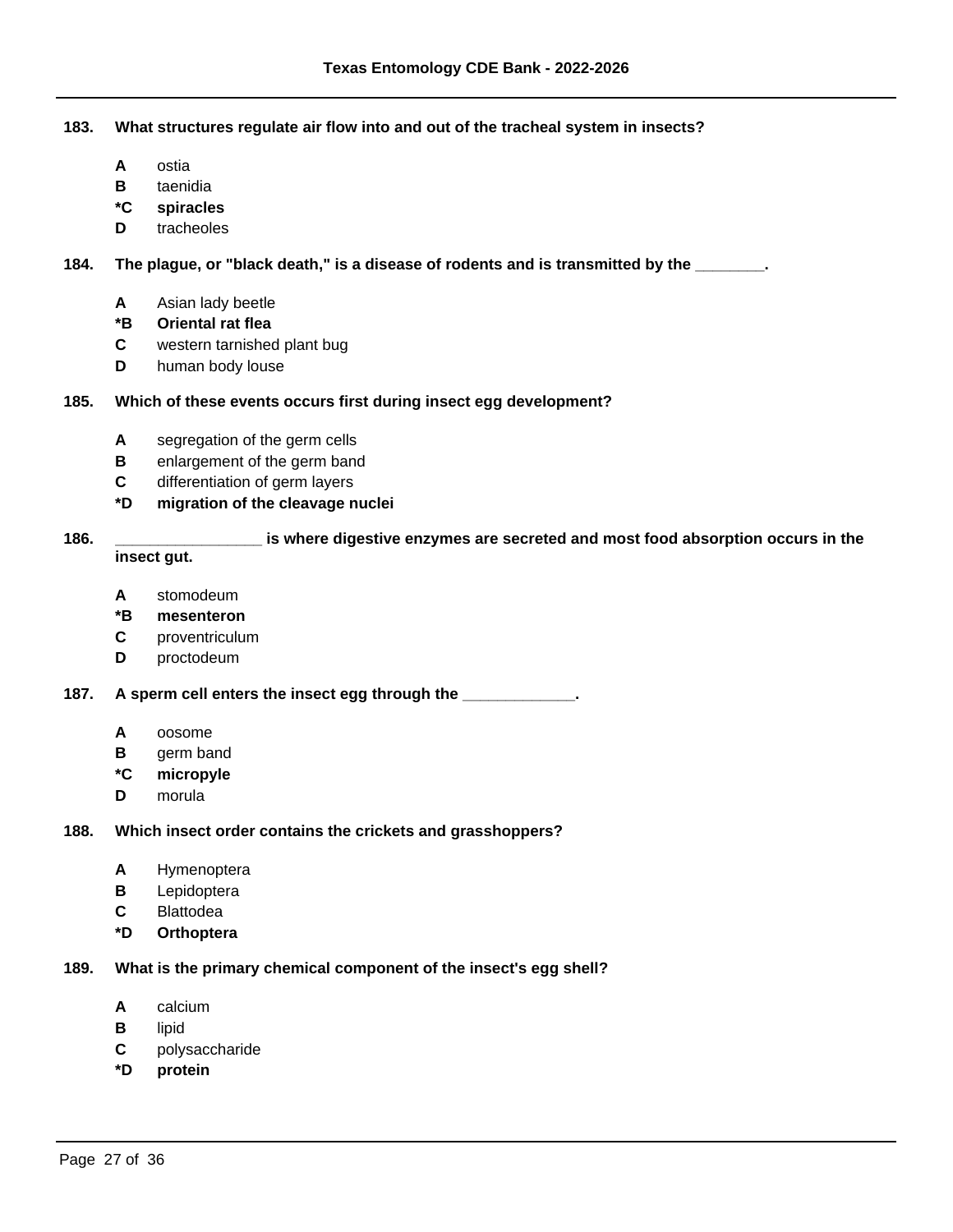**183. What structures regulate air flow into and out of the tracheal system in insects?**

- **A** ostia
- **B** taenidia
- ***C** **spiracles**
- **D** tracheoles

**184. The plague, or "black death," is a disease of rodents and is transmitted by the ________.**

- **A** Asian lady beetle
- ***B** **Oriental rat flea**
- **C** western tarnished plant bug
- **D** human body louse

**185. Which of these events occurs first during insect egg development?**

- **A** segregation of the germ cells
- **B** enlargement of the germ band
- **C** differentiation of germ layers
- ***D** **migration of the cleavage nuclei**

**186. _________________ is where digestive enzymes are secreted and most food absorption occurs in the insect gut.**

- **A** stomodeum
- ***B** **mesenteron**
- **C** proventriculum
- **D** proctodeum

**187. A sperm cell enters the insect egg through the _____________.**

- **A** oosome
- **B** germ band
- ***C** **micropyle**
- **D** morula

**188. Which insect order contains the crickets and grasshoppers?**

- **A** Hymenoptera
- **B** Lepidoptera
- **C** Blattodea
- ***D** **Orthoptera**

**189. What is the primary chemical component of the insect's egg shell?**

- **A** calcium
- **B** lipid
- **C** polysaccharide
- ***D** **protein**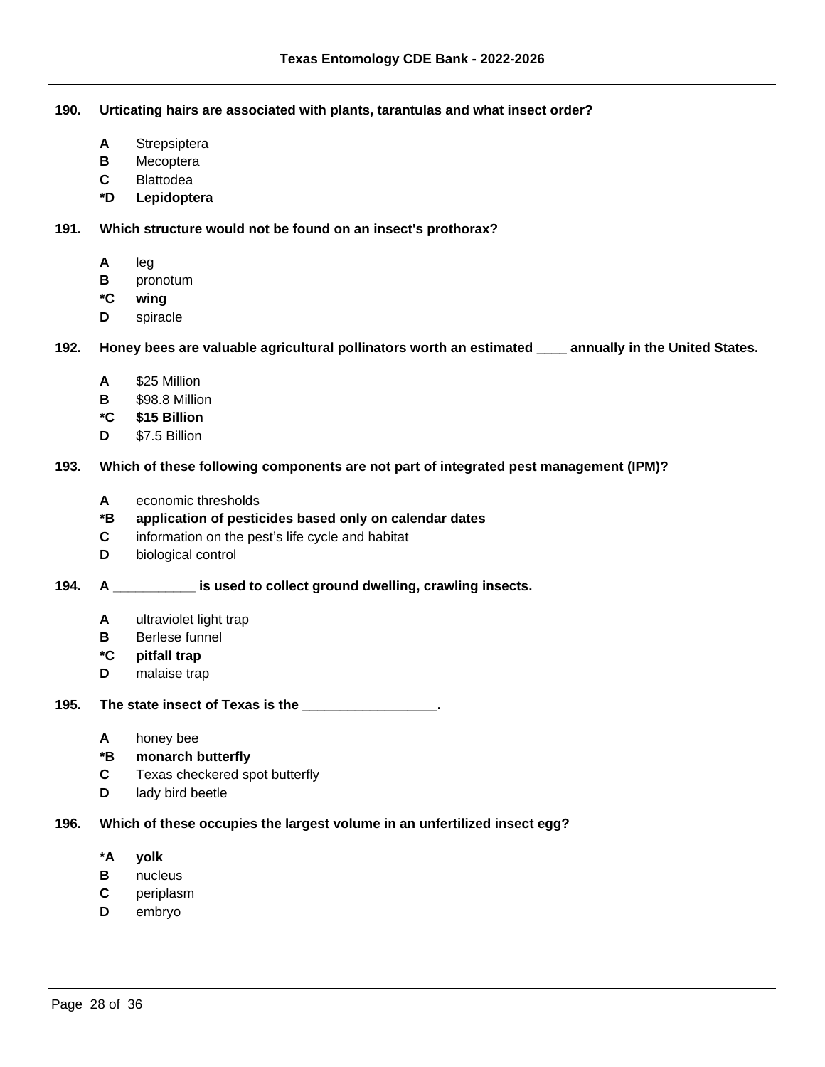**190. Urticating hairs are associated with plants, tarantulas and what insect order?**

- **A** Strepsiptera
- **B** Mecoptera
- **C** Blattodea
- ***D** **Lepidoptera**

**191. Which structure would not be found on an insect's prothorax?**

- **A** leg
- **B** pronotum
- ***C** **wing**
- **D** spiracle

**192. Honey bees are valuable agricultural pollinators worth an estimated ____ annually in the United States.**

- **A** $25 Million
- **B** $98.8 Million
- ***C** **$15 Billion**
- **D** $7.5 Billion

**193. Which of these following components are not part of integrated pest management (IPM)?**

- **A** economic thresholds
- ***B** **application of pesticides based only on calendar dates**
- **C** information on the pest’s life cycle and habitat
- **D** biological control

**194. A ___________ is used to collect ground dwelling, crawling insects.**

- **A** ultraviolet light trap
- **B** Berlese funnel
- ***C** **pitfall trap**
- **D** malaise trap

**195. The state insect of Texas is the __________________.**

- **A** honey bee
- ***B** **monarch butterfly**
- **C** Texas checkered spot butterfly
- **D** lady bird beetle

**196. Which of these occupies the largest volume in an unfertilized insect egg?**

- ***A** **yolk**
- **B** nucleus
- **C** periplasm
- **D** embryo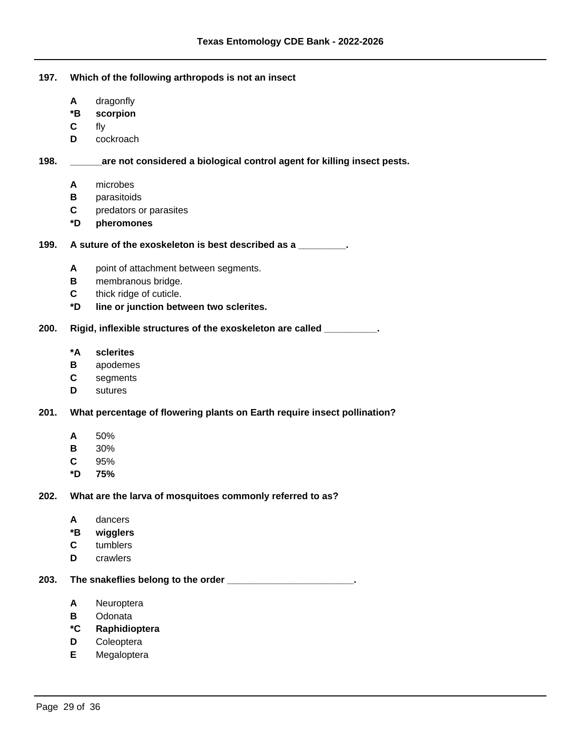**197. Which of the following arthropods is not an insect**

- A dragonfly
- ***B scorpion**
- C fly
- D cockroach

**198. ______are not considered a biological control agent for killing insect pests.**

- A microbes
- B parasitoids
- C predators or parasites
- ***D pheromones**

**199. A suture of the exoskeleton is best described as a _________.**

- A point of attachment between segments.
- B membranous bridge.
- C thick ridge of cuticle.
- ***D line or junction between two sclerites.**

**200. Rigid, inflexible structures of the exoskeleton are called __________.**

- ***A sclerites**
- B apodemes
- C segments
- D sutures

**201. What percentage of flowering plants on Earth require insect pollination?**

- A 50%
- B 30%
- C 95%
- ***D 75%**

**202. What are the larva of mosquitoes commonly referred to as?**

- A dancers
- ***B wigglers**
- C tumblers
- D crawlers

**203. The snakeflies belong to the order ________________________.**

- A Neuroptera
- B Odonata
- ***C Raphidioptera**
- D Coleoptera
- E Megaloptera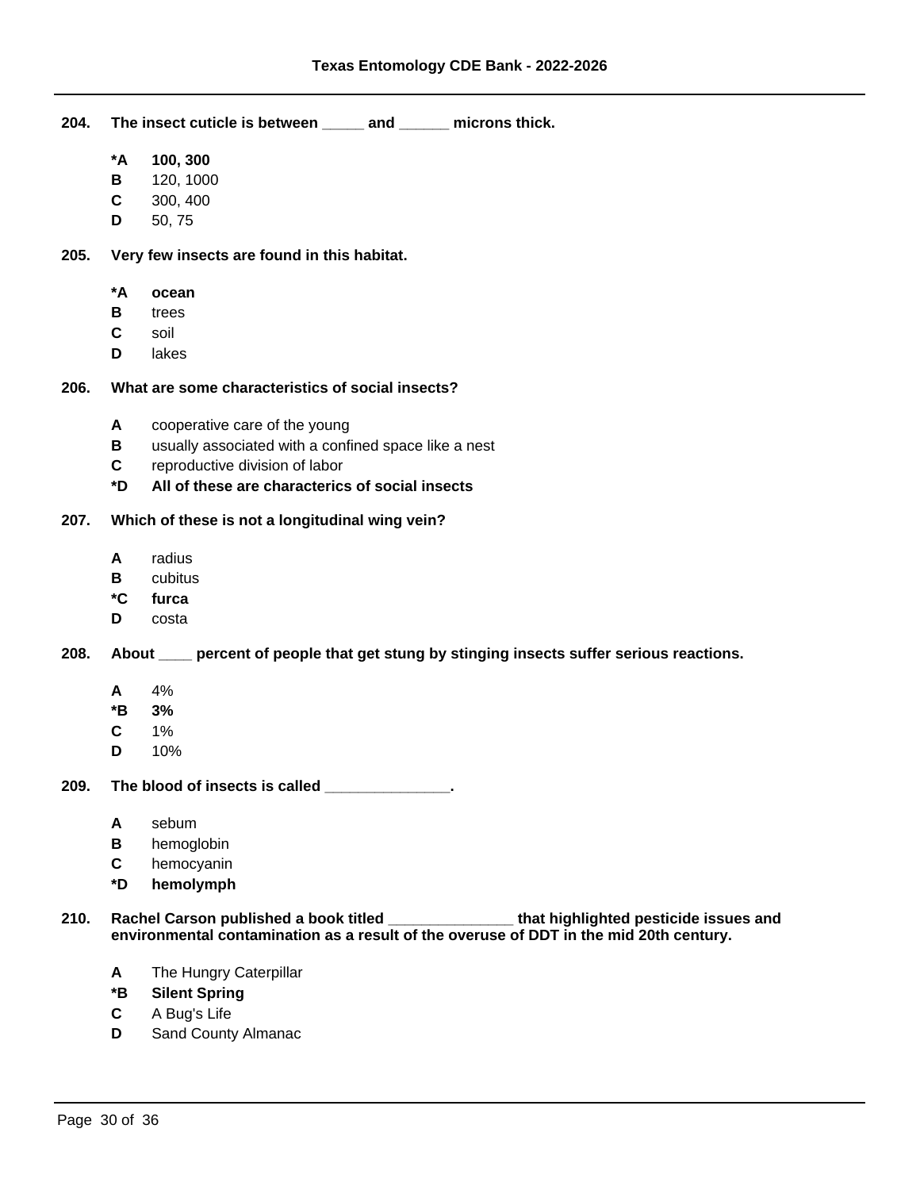**204. The insect cuticle is between _____ and ______ microns thick.**

- ***A 100, 300**
- **B** 120, 1000
- **C** 300, 400
- **D** 50, 75

**205. Very few insects are found in this habitat.**

- ***A ocean**
- **B** trees
- **C** soil
- **D** lakes

**206. What are some characteristics of social insects?**

- **A** cooperative care of the young
- **B** usually associated with a confined space like a nest
- **C** reproductive division of labor
- ***D All of these are characterics of social insects**

**207. Which of these is not a longitudinal wing vein?**

- **A** radius
- **B** cubitus
- ***C furca**
- **D** costa

**208. About ____ percent of people that get stung by stinging insects suffer serious reactions.**

- **A** 4%
- ***B 3%**
- **C** 1%
- **D** 10%

**209. The blood of insects is called _______________.**

- **A** sebum
- **B** hemoglobin
- **C** hemocyanin
- ***D hemolymph**

**210. Rachel Carson published a book titled _______________ that highlighted pesticide issues and environmental contamination as a result of the overuse of DDT in the mid 20th century.**

- **A** The Hungry Caterpillar
- ***B Silent Spring**
- **C** A Bug's Life
- **D** Sand County Almanac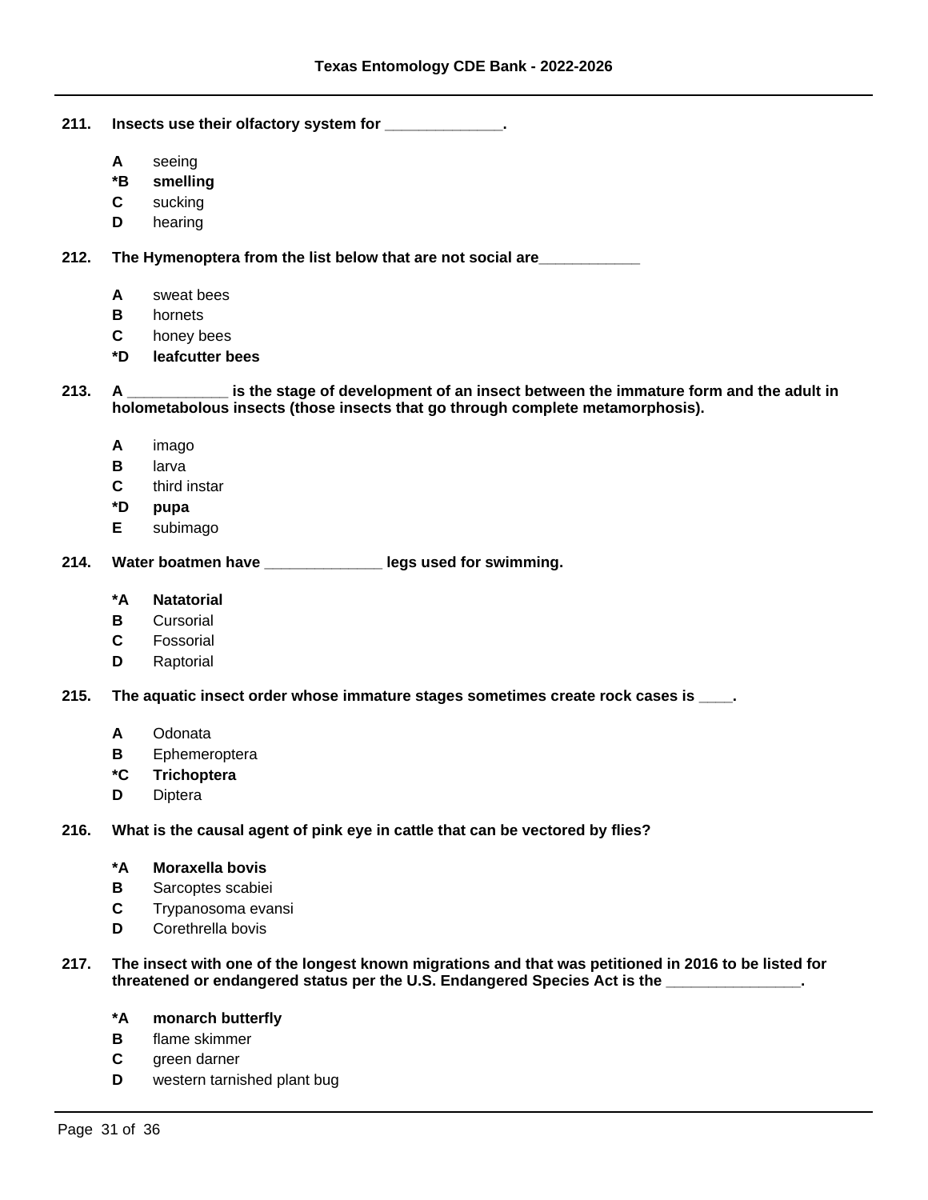**211. Insects use their olfactory system for ______________.**

- **A** seeing
- ***B** **smelling**
- **C** sucking
- **D** hearing

**212. The Hymenoptera from the list below that are not social are____________**

- **A** sweat bees
- **B** hornets
- **C** honey bees
- ***D** **leafcutter bees**

**213. A ____________ is the stage of development of an insect between the immature form and the adult in holometabolous insects (those insects that go through complete metamorphosis).**

- **A** imago
- **B** larva
- **C** third instar
- ***D** **pupa**
- **E** subimago

**214. Water boatmen have ______________ legs used for swimming.**

- ***A** **Natatorial**
- **B** Cursorial
- **C** Fossorial
- **D** Raptorial

**215. The aquatic insect order whose immature stages sometimes create rock cases is ____.**

- **A** Odonata
- **B** Ephemeroptera
- ***C** **Trichoptera**
- **D** Diptera

**216. What is the causal agent of pink eye in cattle that can be vectored by flies?**

- ***A** **Moraxella bovis**
- **B** Sarcoptes scabiei
- **C** Trypanosoma evansi
- **D** Corethrella bovis

**217. The insect with one of the longest known migrations and that was petitioned in 2016 to be listed for threatened or endangered status per the U.S. Endangered Species Act is the ________________.**

- ***A** **monarch butterfly**
- **B** flame skimmer
- **C** green darner
- **D** western tarnished plant bug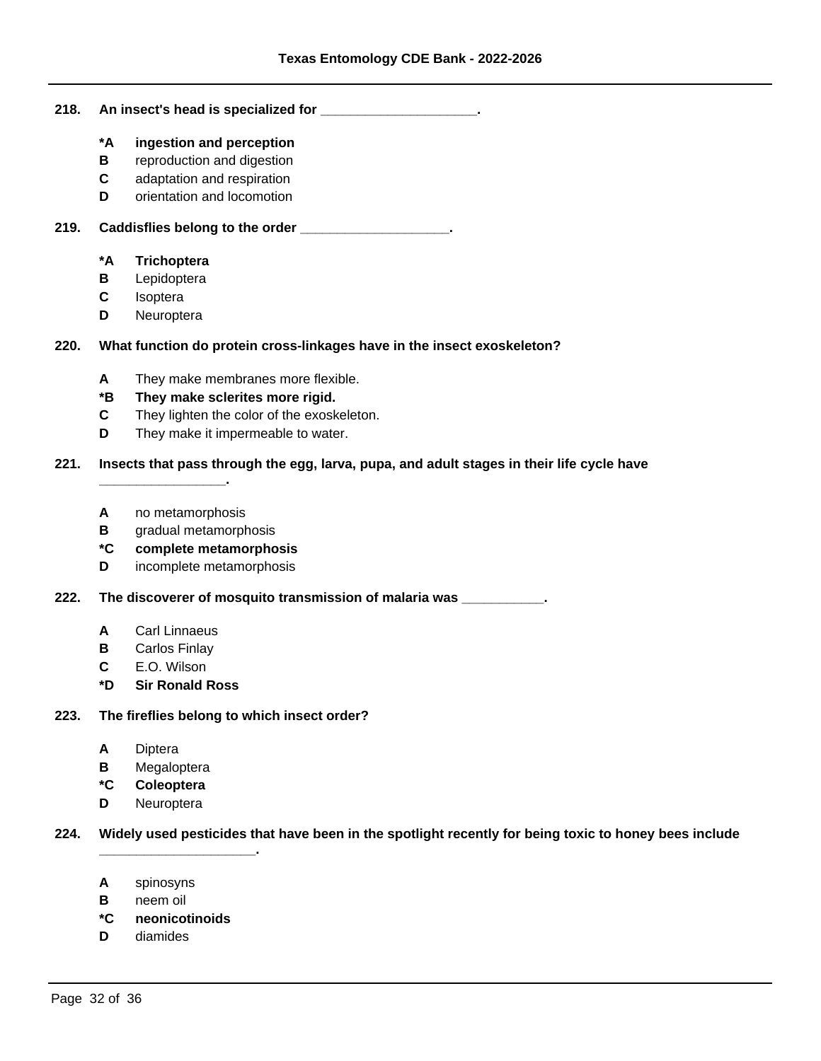**218. An insect's head is specialized for ____________________.**

- **\*A ingestion and perception**
- B reproduction and digestion
- C adaptation and respiration
- D orientation and locomotion

**219. Caddisflies belong to the order ___________________.**

- **\*A Trichoptera**
- B Lepidoptera
- C Isoptera
- D Neuroptera

**220. What function do protein cross-linkages have in the insect exoskeleton?**

- A They make membranes more flexible.
- **\*B They make sclerites more rigid.**
- C They lighten the color of the exoskeleton.
- D They make it impermeable to water.

**221. Insects that pass through the egg, larva, pupa, and adult stages in their life cycle have ________________.**

- A no metamorphosis
- B gradual metamorphosis
- **\*C complete metamorphosis**
- D incomplete metamorphosis

**222. The discoverer of mosquito transmission of malaria was ___________.**

- A Carl Linnaeus
- B Carlos Finlay
- C E.O. Wilson
- **\*D Sir Ronald Ross**

**223. The fireflies belong to which insect order?**

- A Diptera
- B Megaloptera
- **\*C Coleoptera**
- D Neuroptera

**224. Widely used pesticides that have been in the spotlight recently for being toxic to honey bees include ____________________.**

- A spinosyns
- B neem oil
- **\*C neonicotinoids**
- D diamides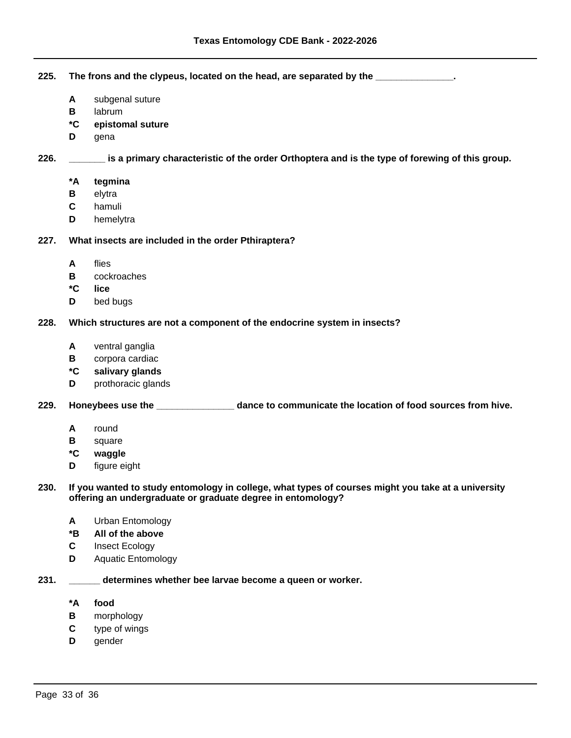**225. The frons and the clypeus, located on the head, are separated by the _______________.**

- **A** subgenal suture
- **B** labrum
- ***C** **epistomal suture**
- **D** gena

**226. _______ is a primary characteristic of the order Orthoptera and is the type of forewing of this group.**

- ***A** **tegmina**
- **B** elytra
- **C** hamuli
- **D** hemelytra

**227. What insects are included in the order Pthiraptera?**

- **A** flies
- **B** cockroaches
- ***C** **lice**
- **D** bed bugs

**228. Which structures are not a component of the endocrine system in insects?**

- **A** ventral ganglia
- **B** corpora cardiac
- ***C** **salivary glands**
- **D** prothoracic glands

**229. Honeybees use the _______________ dance to communicate the location of food sources from hive.**

- **A** round
- **B** square
- ***C** **waggle**
- **D** figure eight

**230. If you wanted to study entomology in college, what types of courses might you take at a university offering an undergraduate or graduate degree in entomology?**

- **A** Urban Entomology
- ***B** **All of the above**
- **C** Insect Ecology
- **D** Aquatic Entomology

**231. ______ determines whether bee larvae become a queen or worker.**

- ***A** **food**
- **B** morphology
- **C** type of wings
- **D** gender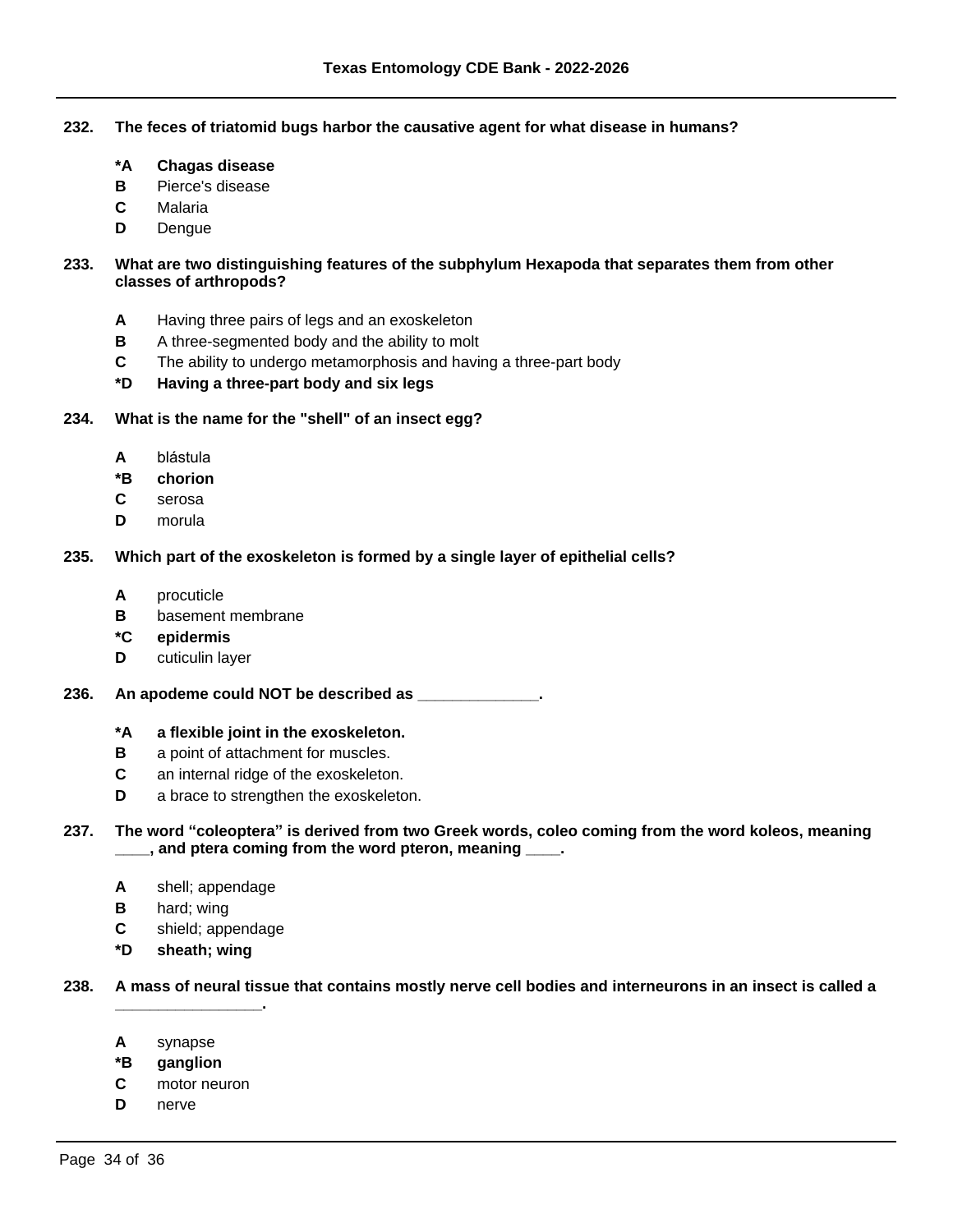**232. The feces of triatomid bugs harbor the causative agent for what disease in humans?**

- ***A Chagas disease**
- **B** Pierce's disease
- **C** Malaria
- **D** Dengue

**233. What are two distinguishing features of the subphylum Hexapoda that separates them from other classes of arthropods?**

- **A** Having three pairs of legs and an exoskeleton
- **B** A three-segmented body and the ability to molt
- **C** The ability to undergo metamorphosis and having a three-part body
- ***D Having a three-part body and six legs**

**234. What is the name for the "shell" of an insect egg?**

- **A** blástula
- ***B chorion**
- **C** serosa
- **D** morula

**235. Which part of the exoskeleton is formed by a single layer of epithelial cells?**

- **A** procuticle
- **B** basement membrane
- ***C epidermis**
- **D** cuticulin layer

**236. An apodeme could NOT be described as ______________.**

- ***A a flexible joint in the exoskeleton.**
- **B** a point of attachment for muscles.
- **C** an internal ridge of the exoskeleton.
- **D** a brace to strengthen the exoskeleton.

**237. The word “coleoptera” is derived from two Greek words, coleo coming from the word koleos, meaning ____, and ptera coming from the word pteron, meaning ____.**

- **A** shell; appendage
- **B** hard; wing
- **C** shield; appendage
- ***D sheath; wing**

**238. A mass of neural tissue that contains mostly nerve cell bodies and interneurons in an insect is called a ________________.**

- **A** synapse
- ***B ganglion**
- **C** motor neuron
- **D** nerve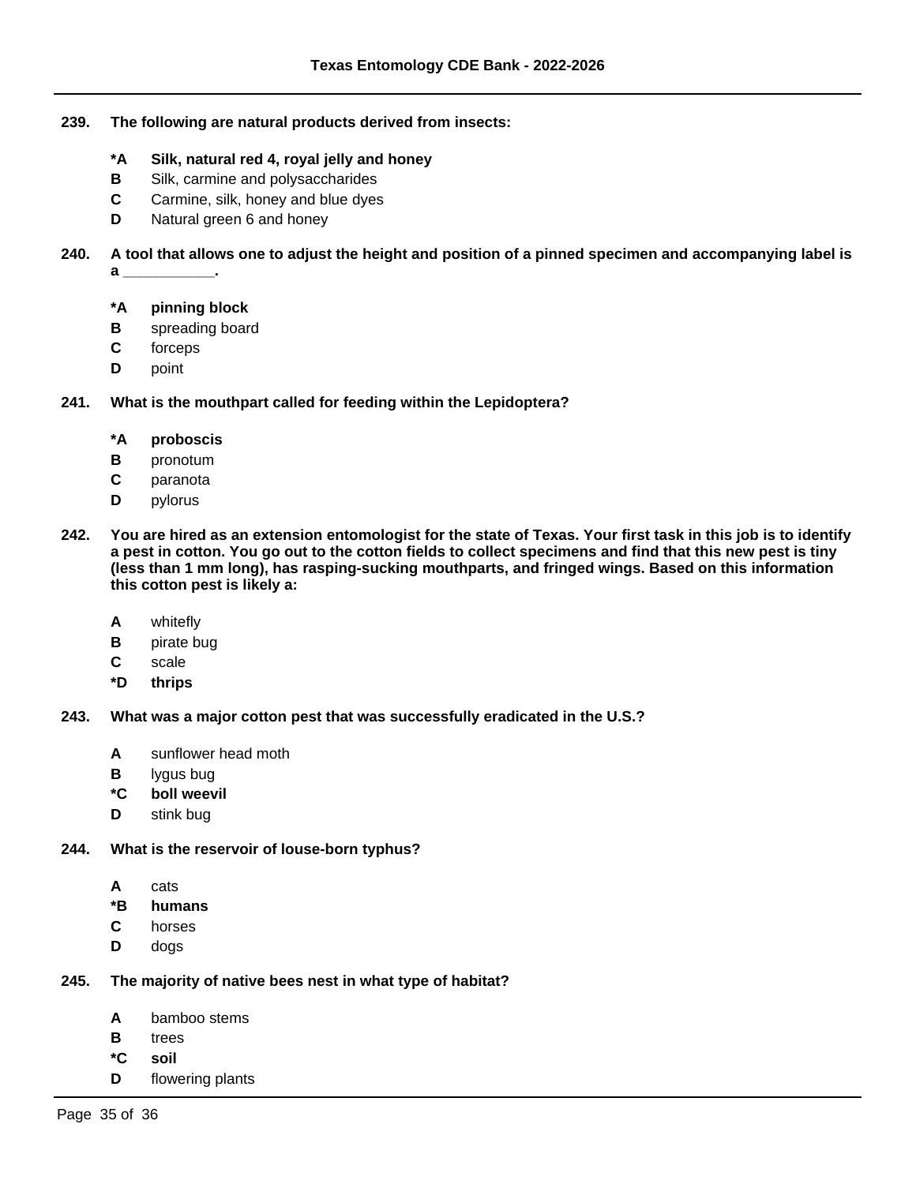**239. The following are natural products derived from insects:**

- **\*A Silk, natural red 4, royal jelly and honey**
- **B** Silk, carmine and polysaccharides
- **C** Carmine, silk, honey and blue dyes
- **D** Natural green 6 and honey

**240. A tool that allows one to adjust the height and position of a pinned specimen and accompanying label is a ___________.**

- **\*A pinning block**
- **B** spreading board
- **C** forceps
- **D** point

**241. What is the mouthpart called for feeding within the Lepidoptera?**

- **\*A proboscis**
- **B** pronotum
- **C** paranota
- **D** pylorus

**242. You are hired as an extension entomologist for the state of Texas. Your first task in this job is to identify a pest in cotton. You go out to the cotton fields to collect specimens and find that this new pest is tiny (less than 1 mm long), has rasping-sucking mouthparts, and fringed wings. Based on this information this cotton pest is likely a:**

- **A** whitefly
- **B** pirate bug
- **C** scale
- **\*D thrips**

**243. What was a major cotton pest that was successfully eradicated in the U.S.?**

- **A** sunflower head moth
- **B** lygus bug
- **\*C boll weevil**
- **D** stink bug

**244. What is the reservoir of louse-born typhus?**

- **A** cats
- **\*B humans**
- **C** horses
- **D** dogs

**245. The majority of native bees nest in what type of habitat?**

- **A** bamboo stems
- **B** trees
- **\*C soil**
- **D** flowering plants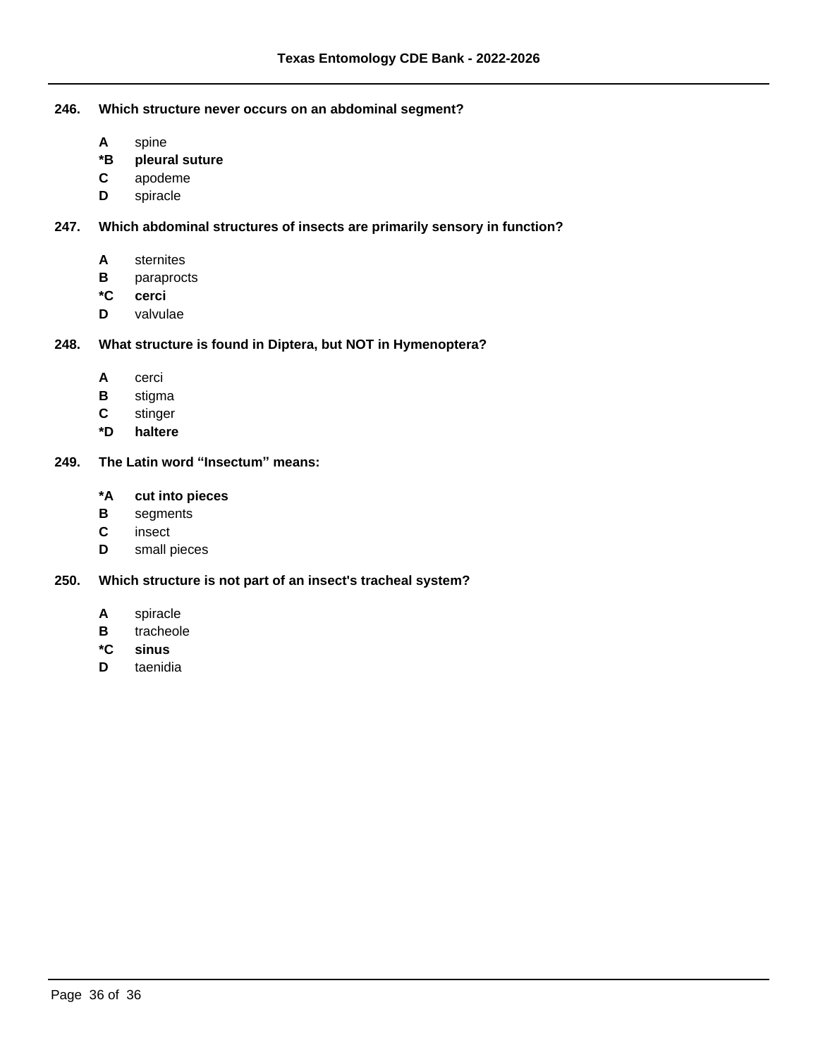**246. Which structure never occurs on an abdominal segment?**

- **A** spine
- ***B** **pleural suture**
- **C** apodeme
- **D** spiracle

**247. Which abdominal structures of insects are primarily sensory in function?**

- **A** sternites
- **B** paraprocts
- ***C** **cerci**
- **D** valvulae

**248. What structure is found in Diptera, but NOT in Hymenoptera?**

- **A** cerci
- **B** stigma
- **C** stinger
- ***D** **haltere**

**249. The Latin word "Insectum" means:**

- ***A** **cut into pieces**
- **B** segments
- **C** insect
- **D** small pieces

**250. Which structure is not part of an insect's tracheal system?**

- **A** spiracle
- **B** tracheole
- ***C** **sinus**
- **D** taenidia